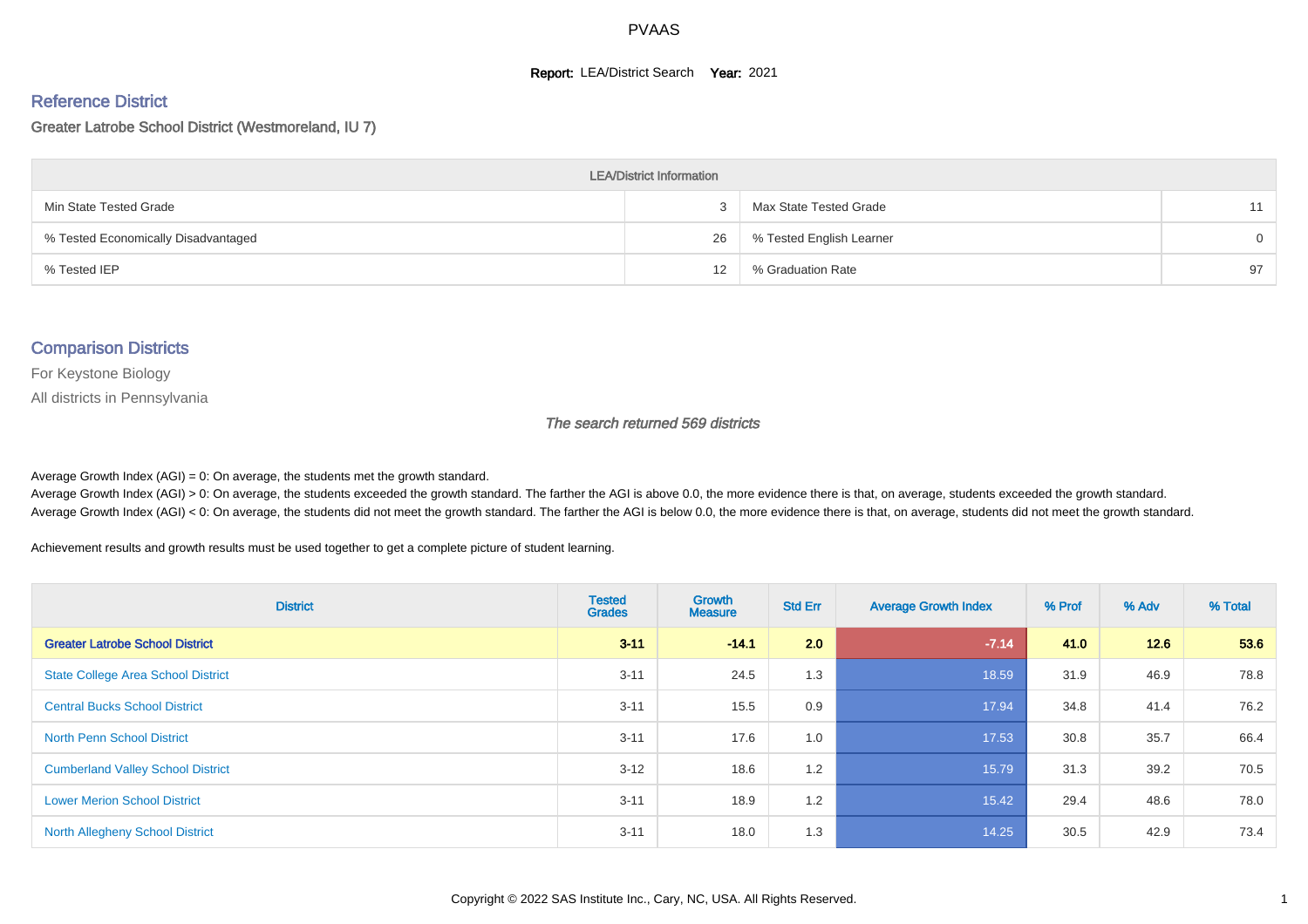# PVAAS

**Report:** LEA/District Search **Year:** 2021

## Reference District

### Greater Latrobe School District (Westmoreland, IU 7)

| LEA/District Information | | | |
|---|---|---|---|
| Min State Tested Grade | 3 | Max State Tested Grade | 11 |
| % Tested Economically Disadvantaged | 26 | % Tested English Learner | 0 |
| % Tested IEP | 12 | % Graduation Rate | 97 |

## Comparison Districts

For Keystone Biology

All districts in Pennsylvania

*The search returned 569 districts*

Average Growth Index (AGI) = 0: On average, the students met the growth standard.
Average Growth Index (AGI) > 0: On average, the students exceeded the growth standard. The farther the AGI is above 0.0, the more evidence there is that, on average, students exceeded the growth standard.
Average Growth Index (AGI) < 0: On average, the students did not meet the growth standard. The farther the AGI is below 0.0, the more evidence there is that, on average, students did not meet the growth standard.

Achievement results and growth results must be used together to get a complete picture of student learning.

| District | Tested Grades | Growth Measure | Std Err | Average Growth Index | % Prof | % Adv | % Total |
|---|---|---|---|---|---|---|---|
| **Greater Latrobe School District** | **3-11** | **-14.1** | **2.0** | **-7.14** | **41.0** | **12.6** | **53.6** |
| State College Area School District | 3-11 | 24.5 | 1.3 | 18.59 | 31.9 | 46.9 | 78.8 |
| Central Bucks School District | 3-11 | 15.5 | 0.9 | 17.94 | 34.8 | 41.4 | 76.2 |
| North Penn School District | 3-11 | 17.6 | 1.0 | 17.53 | 30.8 | 35.7 | 66.4 |
| Cumberland Valley School District | 3-12 | 18.6 | 1.2 | 15.79 | 31.3 | 39.2 | 70.5 |
| Lower Merion School District | 3-11 | 18.9 | 1.2 | 15.42 | 29.4 | 48.6 | 78.0 |
| North Allegheny School District | 3-11 | 18.0 | 1.3 | 14.25 | 30.5 | 42.9 | 73.4 |

Copyright © 2022 SAS Institute Inc., Cary, NC, USA. All Rights Reserved.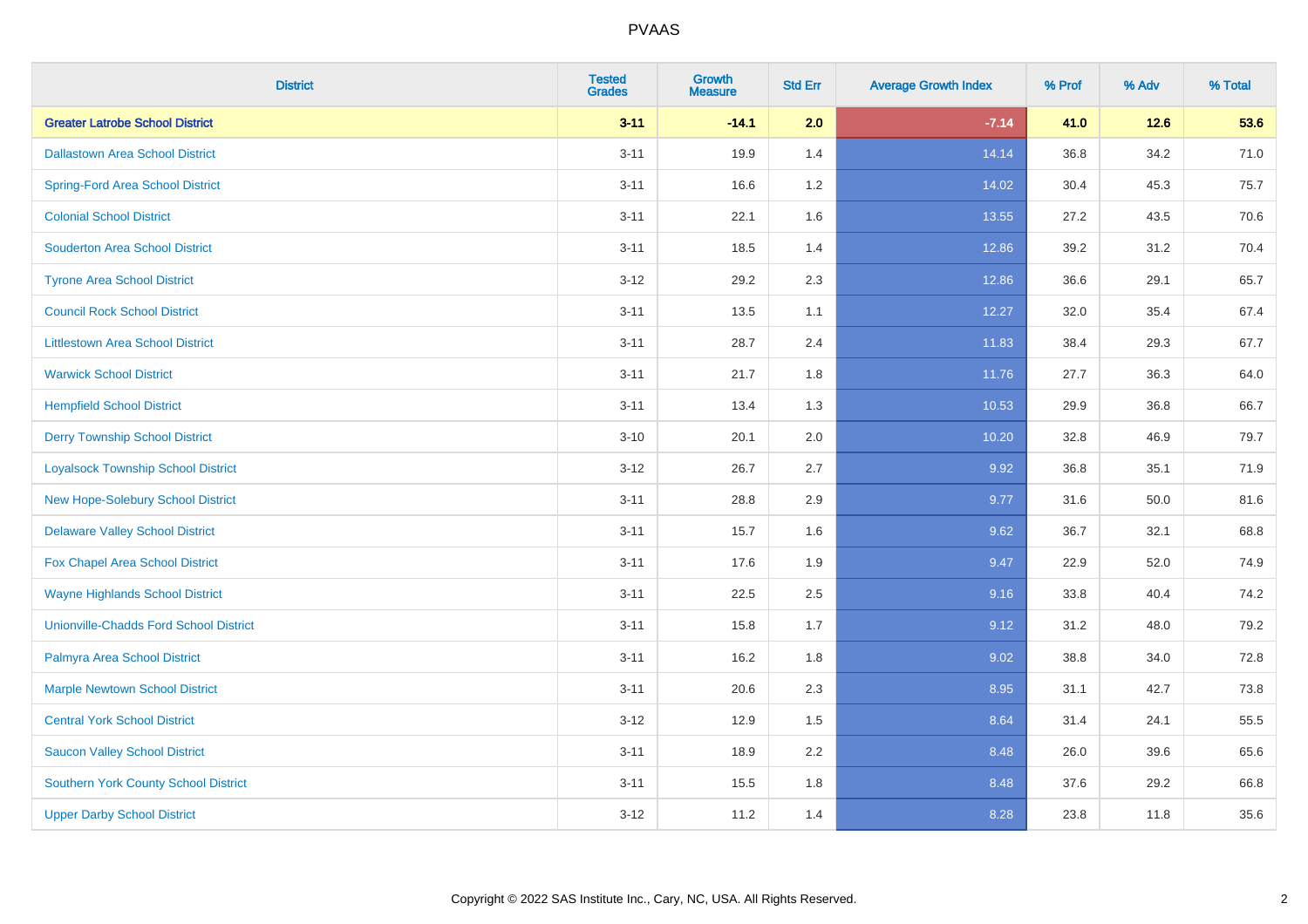# PVAAS

| District | Tested Grades | Growth Measure | Std Err | Average Growth Index | % Prof | % Adv | % Total |
|---|---|---|---|---|---|---|---|
| **Greater Latrobe School District** | **3-11** | **-14.1** | **2.0** | **-7.14** | **41.0** | **12.6** | **53.6** |
| Dallastown Area School District | 3-11 | 19.9 | 1.4 | 14.14 | 36.8 | 34.2 | 71.0 |
| Spring-Ford Area School District | 3-11 | 16.6 | 1.2 | 14.02 | 30.4 | 45.3 | 75.7 |
| Colonial School District | 3-11 | 22.1 | 1.6 | 13.55 | 27.2 | 43.5 | 70.6 |
| Souderton Area School District | 3-11 | 18.5 | 1.4 | 12.86 | 39.2 | 31.2 | 70.4 |
| Tyrone Area School District | 3-12 | 29.2 | 2.3 | 12.86 | 36.6 | 29.1 | 65.7 |
| Council Rock School District | 3-11 | 13.5 | 1.1 | 12.27 | 32.0 | 35.4 | 67.4 |
| Littlestown Area School District | 3-11 | 28.7 | 2.4 | 11.83 | 38.4 | 29.3 | 67.7 |
| Warwick School District | 3-11 | 21.7 | 1.8 | 11.76 | 27.7 | 36.3 | 64.0 |
| Hempfield School District | 3-11 | 13.4 | 1.3 | 10.53 | 29.9 | 36.8 | 66.7 |
| Derry Township School District | 3-10 | 20.1 | 2.0 | 10.20 | 32.8 | 46.9 | 79.7 |
| Loyalsock Township School District | 3-12 | 26.7 | 2.7 | 9.92 | 36.8 | 35.1 | 71.9 |
| New Hope-Solebury School District | 3-11 | 28.8 | 2.9 | 9.77 | 31.6 | 50.0 | 81.6 |
| Delaware Valley School District | 3-11 | 15.7 | 1.6 | 9.62 | 36.7 | 32.1 | 68.8 |
| Fox Chapel Area School District | 3-11 | 17.6 | 1.9 | 9.47 | 22.9 | 52.0 | 74.9 |
| Wayne Highlands School District | 3-11 | 22.5 | 2.5 | 9.16 | 33.8 | 40.4 | 74.2 |
| Unionville-Chadds Ford School District | 3-11 | 15.8 | 1.7 | 9.12 | 31.2 | 48.0 | 79.2 |
| Palmyra Area School District | 3-11 | 16.2 | 1.8 | 9.02 | 38.8 | 34.0 | 72.8 |
| Marple Newtown School District | 3-11 | 20.6 | 2.3 | 8.95 | 31.1 | 42.7 | 73.8 |
| Central York School District | 3-12 | 12.9 | 1.5 | 8.64 | 31.4 | 24.1 | 55.5 |
| Saucon Valley School District | 3-11 | 18.9 | 2.2 | 8.48 | 26.0 | 39.6 | 65.6 |
| Southern York County School District | 3-11 | 15.5 | 1.8 | 8.48 | 37.6 | 29.2 | 66.8 |
| Upper Darby School District | 3-12 | 11.2 | 1.4 | 8.28 | 23.8 | 11.8 | 35.6 |

Copyright © 2022 SAS Institute Inc., Cary, NC, USA. All Rights Reserved.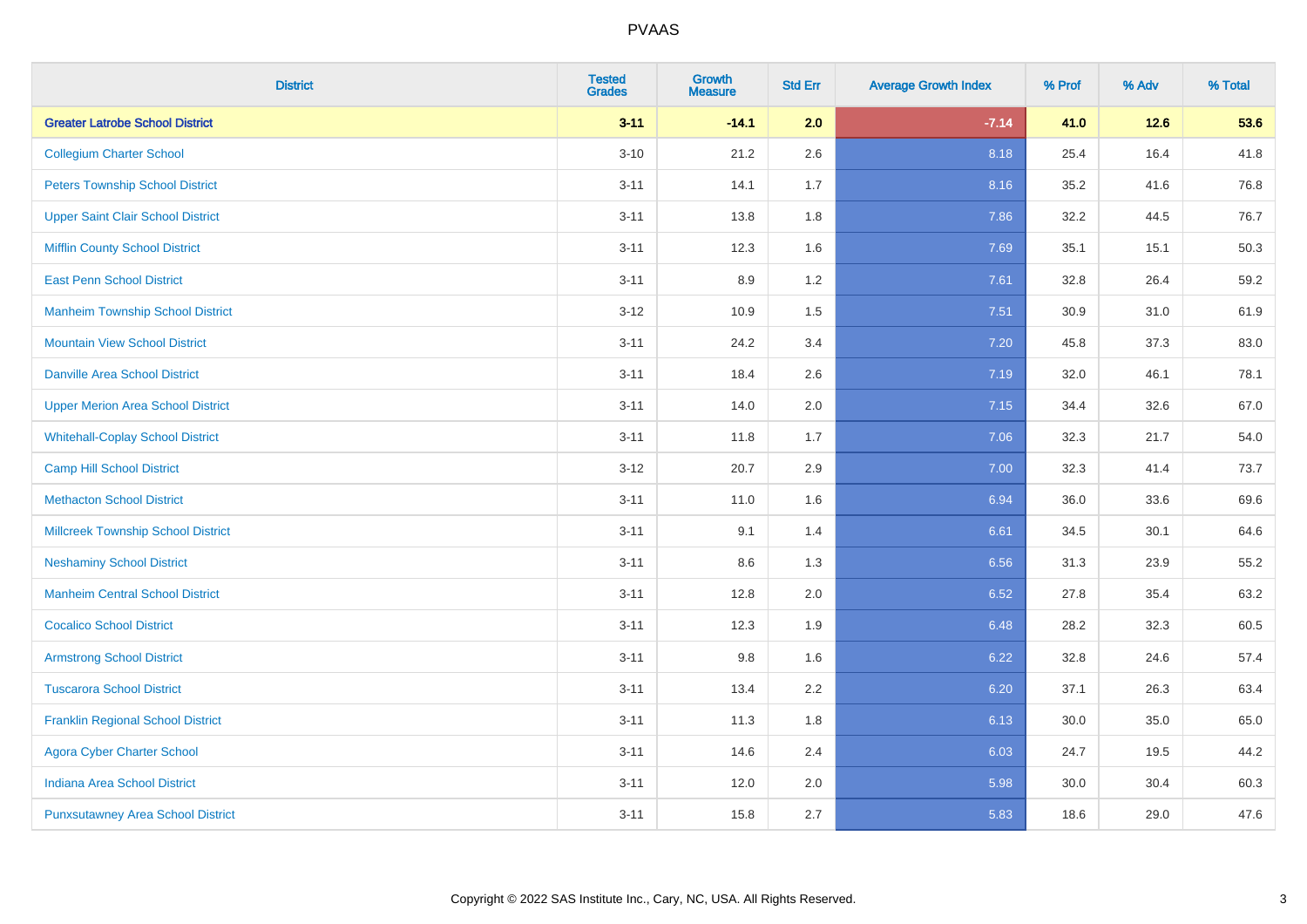# PVAAS

| District | Tested Grades | Growth Measure | Std Err | Average Growth Index | % Prof | % Adv | % Total |
|---|---|---|---|---|---|---|---|
| **Greater Latrobe School District** | **3-11** | **-14.1** | **2.0** | **-7.14** | **41.0** | **12.6** | **53.6** |
| Collegium Charter School | 3-10 | 21.2 | 2.6 | 8.18 | 25.4 | 16.4 | 41.8 |
| Peters Township School District | 3-11 | 14.1 | 1.7 | 8.16 | 35.2 | 41.6 | 76.8 |
| Upper Saint Clair School District | 3-11 | 13.8 | 1.8 | 7.86 | 32.2 | 44.5 | 76.7 |
| Mifflin County School District | 3-11 | 12.3 | 1.6 | 7.69 | 35.1 | 15.1 | 50.3 |
| East Penn School District | 3-11 | 8.9 | 1.2 | 7.61 | 32.8 | 26.4 | 59.2 |
| Manheim Township School District | 3-12 | 10.9 | 1.5 | 7.51 | 30.9 | 31.0 | 61.9 |
| Mountain View School District | 3-11 | 24.2 | 3.4 | 7.20 | 45.8 | 37.3 | 83.0 |
| Danville Area School District | 3-11 | 18.4 | 2.6 | 7.19 | 32.0 | 46.1 | 78.1 |
| Upper Merion Area School District | 3-11 | 14.0 | 2.0 | 7.15 | 34.4 | 32.6 | 67.0 |
| Whitehall-Coplay School District | 3-11 | 11.8 | 1.7 | 7.06 | 32.3 | 21.7 | 54.0 |
| Camp Hill School District | 3-12 | 20.7 | 2.9 | 7.00 | 32.3 | 41.4 | 73.7 |
| Methacton School District | 3-11 | 11.0 | 1.6 | 6.94 | 36.0 | 33.6 | 69.6 |
| Millcreek Township School District | 3-11 | 9.1 | 1.4 | 6.61 | 34.5 | 30.1 | 64.6 |
| Neshaminy School District | 3-11 | 8.6 | 1.3 | 6.56 | 31.3 | 23.9 | 55.2 |
| Manheim Central School District | 3-11 | 12.8 | 2.0 | 6.52 | 27.8 | 35.4 | 63.2 |
| Cocalico School District | 3-11 | 12.3 | 1.9 | 6.48 | 28.2 | 32.3 | 60.5 |
| Armstrong School District | 3-11 | 9.8 | 1.6 | 6.22 | 32.8 | 24.6 | 57.4 |
| Tuscarora School District | 3-11 | 13.4 | 2.2 | 6.20 | 37.1 | 26.3 | 63.4 |
| Franklin Regional School District | 3-11 | 11.3 | 1.8 | 6.13 | 30.0 | 35.0 | 65.0 |
| Agora Cyber Charter School | 3-11 | 14.6 | 2.4 | 6.03 | 24.7 | 19.5 | 44.2 |
| Indiana Area School District | 3-11 | 12.0 | 2.0 | 5.98 | 30.0 | 30.4 | 60.3 |
| Punxsutawney Area School District | 3-11 | 15.8 | 2.7 | 5.83 | 18.6 | 29.0 | 47.6 |

Copyright © 2022 SAS Institute Inc., Cary, NC, USA. All Rights Reserved.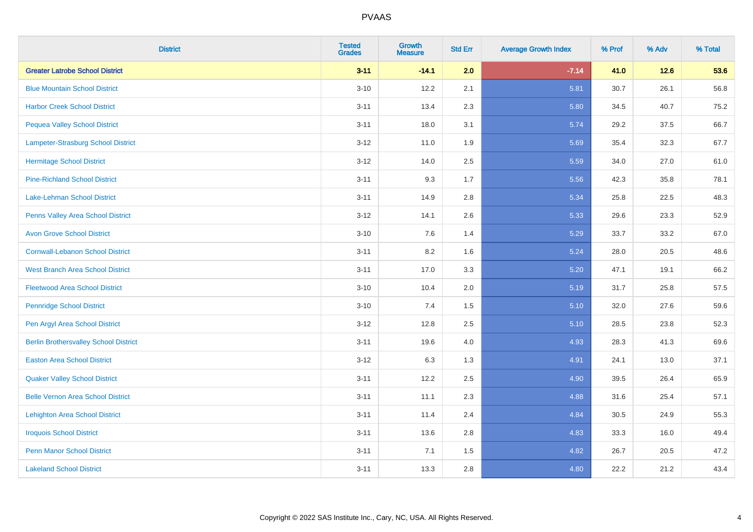# PVAAS

| District | Tested Grades | Growth Measure | Std Err | Average Growth Index | % Prof | % Adv | % Total |
|---|---|---|---|---|---|---|---|
| **Greater Latrobe School District** | **3-11** | **-14.1** | **2.0** | **-7.14** | **41.0** | **12.6** | **53.6** |
| Blue Mountain School District | 3-10 | 12.2 | 2.1 | 5.81 | 30.7 | 26.1 | 56.8 |
| Harbor Creek School District | 3-11 | 13.4 | 2.3 | 5.80 | 34.5 | 40.7 | 75.2 |
| Pequea Valley School District | 3-11 | 18.0 | 3.1 | 5.74 | 29.2 | 37.5 | 66.7 |
| Lampeter-Strasburg School District | 3-12 | 11.0 | 1.9 | 5.69 | 35.4 | 32.3 | 67.7 |
| Hermitage School District | 3-12 | 14.0 | 2.5 | 5.59 | 34.0 | 27.0 | 61.0 |
| Pine-Richland School District | 3-11 | 9.3 | 1.7 | 5.56 | 42.3 | 35.8 | 78.1 |
| Lake-Lehman School District | 3-11 | 14.9 | 2.8 | 5.34 | 25.8 | 22.5 | 48.3 |
| Penns Valley Area School District | 3-12 | 14.1 | 2.6 | 5.33 | 29.6 | 23.3 | 52.9 |
| Avon Grove School District | 3-10 | 7.6 | 1.4 | 5.29 | 33.7 | 33.2 | 67.0 |
| Cornwall-Lebanon School District | 3-11 | 8.2 | 1.6 | 5.24 | 28.0 | 20.5 | 48.6 |
| West Branch Area School District | 3-11 | 17.0 | 3.3 | 5.20 | 47.1 | 19.1 | 66.2 |
| Fleetwood Area School District | 3-10 | 10.4 | 2.0 | 5.19 | 31.7 | 25.8 | 57.5 |
| Pennridge School District | 3-10 | 7.4 | 1.5 | 5.10 | 32.0 | 27.6 | 59.6 |
| Pen Argyl Area School District | 3-12 | 12.8 | 2.5 | 5.10 | 28.5 | 23.8 | 52.3 |
| Berlin Brothersvalley School District | 3-11 | 19.6 | 4.0 | 4.93 | 28.3 | 41.3 | 69.6 |
| Easton Area School District | 3-12 | 6.3 | 1.3 | 4.91 | 24.1 | 13.0 | 37.1 |
| Quaker Valley School District | 3-11 | 12.2 | 2.5 | 4.90 | 39.5 | 26.4 | 65.9 |
| Belle Vernon Area School District | 3-11 | 11.1 | 2.3 | 4.88 | 31.6 | 25.4 | 57.1 |
| Lehighton Area School District | 3-11 | 11.4 | 2.4 | 4.84 | 30.5 | 24.9 | 55.3 |
| Iroquois School District | 3-11 | 13.6 | 2.8 | 4.83 | 33.3 | 16.0 | 49.4 |
| Penn Manor School District | 3-11 | 7.1 | 1.5 | 4.82 | 26.7 | 20.5 | 47.2 |
| Lakeland School District | 3-11 | 13.3 | 2.8 | 4.80 | 22.2 | 21.2 | 43.4 |

Copyright © 2022 SAS Institute Inc., Cary, NC, USA. All Rights Reserved.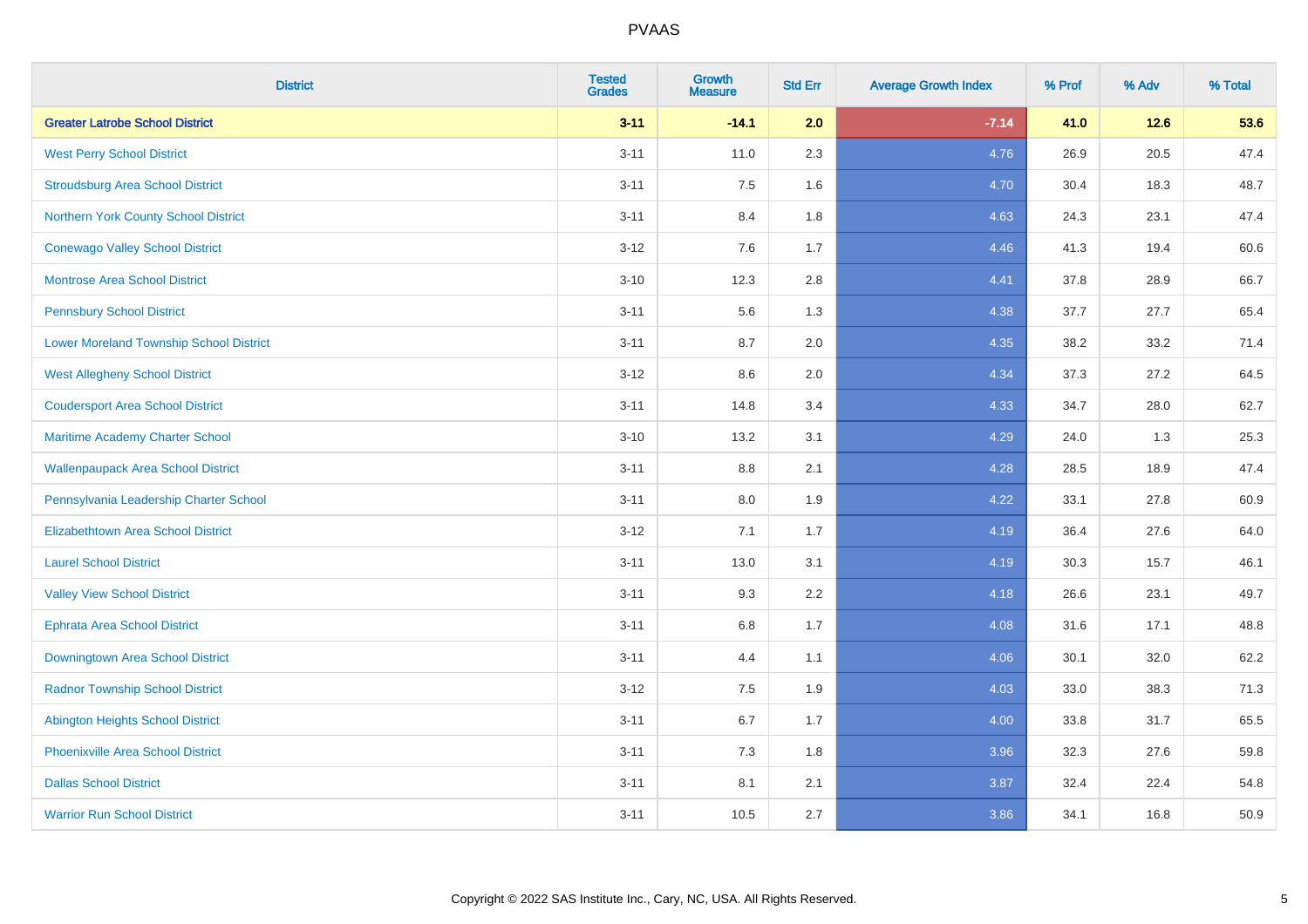| District | Tested Grades | Growth Measure | Std Err | Average Growth Index | % Prof | % Adv | % Total |
|---|---|---|---|---|---|---|---|
| **Greater Latrobe School District** | **3-11** | **-14.1** | **2.0** | **-7.14** | **41.0** | **12.6** | **53.6** |
| West Perry School District | 3-11 | 11.0 | 2.3 | 4.76 | 26.9 | 20.5 | 47.4 |
| Stroudsburg Area School District | 3-11 | 7.5 | 1.6 | 4.70 | 30.4 | 18.3 | 48.7 |
| Northern York County School District | 3-11 | 8.4 | 1.8 | 4.63 | 24.3 | 23.1 | 47.4 |
| Conewago Valley School District | 3-12 | 7.6 | 1.7 | 4.46 | 41.3 | 19.4 | 60.6 |
| Montrose Area School District | 3-10 | 12.3 | 2.8 | 4.41 | 37.8 | 28.9 | 66.7 |
| Pennsbury School District | 3-11 | 5.6 | 1.3 | 4.38 | 37.7 | 27.7 | 65.4 |
| Lower Moreland Township School District | 3-11 | 8.7 | 2.0 | 4.35 | 38.2 | 33.2 | 71.4 |
| West Allegheny School District | 3-12 | 8.6 | 2.0 | 4.34 | 37.3 | 27.2 | 64.5 |
| Coudersport Area School District | 3-11 | 14.8 | 3.4 | 4.33 | 34.7 | 28.0 | 62.7 |
| Maritime Academy Charter School | 3-10 | 13.2 | 3.1 | 4.29 | 24.0 | 1.3 | 25.3 |
| Wallenpaupack Area School District | 3-11 | 8.8 | 2.1 | 4.28 | 28.5 | 18.9 | 47.4 |
| Pennsylvania Leadership Charter School | 3-11 | 8.0 | 1.9 | 4.22 | 33.1 | 27.8 | 60.9 |
| Elizabethtown Area School District | 3-12 | 7.1 | 1.7 | 4.19 | 36.4 | 27.6 | 64.0 |
| Laurel School District | 3-11 | 13.0 | 3.1 | 4.19 | 30.3 | 15.7 | 46.1 |
| Valley View School District | 3-11 | 9.3 | 2.2 | 4.18 | 26.6 | 23.1 | 49.7 |
| Ephrata Area School District | 3-11 | 6.8 | 1.7 | 4.08 | 31.6 | 17.1 | 48.8 |
| Downingtown Area School District | 3-11 | 4.4 | 1.1 | 4.06 | 30.1 | 32.0 | 62.2 |
| Radnor Township School District | 3-12 | 7.5 | 1.9 | 4.03 | 33.0 | 38.3 | 71.3 |
| Abington Heights School District | 3-11 | 6.7 | 1.7 | 4.00 | 33.8 | 31.7 | 65.5 |
| Phoenixville Area School District | 3-11 | 7.3 | 1.8 | 3.96 | 32.3 | 27.6 | 59.8 |
| Dallas School District | 3-11 | 8.1 | 2.1 | 3.87 | 32.4 | 22.4 | 54.8 |
| Warrior Run School District | 3-11 | 10.5 | 2.7 | 3.86 | 34.1 | 16.8 | 50.9 |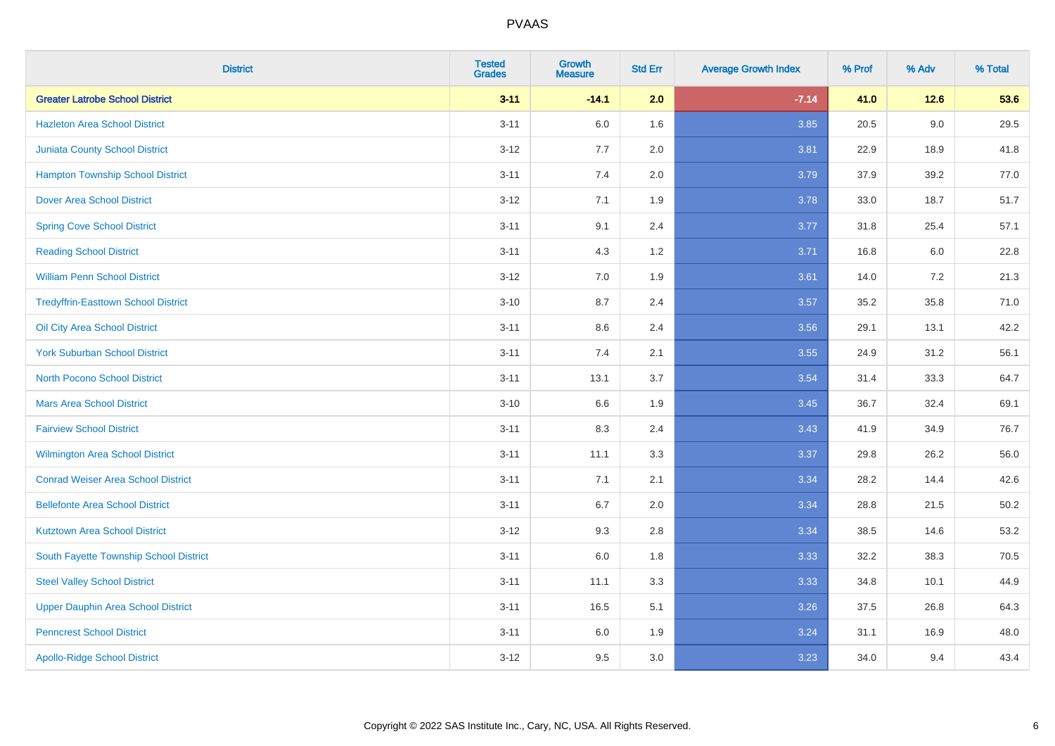# PVAAS

| District | Tested Grades | Growth Measure | Std Err | Average Growth Index | % Prof | % Adv | % Total |
|---|---|---|---|---|---|---|---|
| **Greater Latrobe School District** | **3-11** | **-14.1** | **2.0** | **-7.14** | **41.0** | **12.6** | **53.6** |
| Hazleton Area School District | 3-11 | 6.0 | 1.6 | 3.85 | 20.5 | 9.0 | 29.5 |
| Juniata County School District | 3-12 | 7.7 | 2.0 | 3.81 | 22.9 | 18.9 | 41.8 |
| Hampton Township School District | 3-11 | 7.4 | 2.0 | 3.79 | 37.9 | 39.2 | 77.0 |
| Dover Area School District | 3-12 | 7.1 | 1.9 | 3.78 | 33.0 | 18.7 | 51.7 |
| Spring Cove School District | 3-11 | 9.1 | 2.4 | 3.77 | 31.8 | 25.4 | 57.1 |
| Reading School District | 3-11 | 4.3 | 1.2 | 3.71 | 16.8 | 6.0 | 22.8 |
| William Penn School District | 3-12 | 7.0 | 1.9 | 3.61 | 14.0 | 7.2 | 21.3 |
| Tredyffrin-Easttown School District | 3-10 | 8.7 | 2.4 | 3.57 | 35.2 | 35.8 | 71.0 |
| Oil City Area School District | 3-11 | 8.6 | 2.4 | 3.56 | 29.1 | 13.1 | 42.2 |
| York Suburban School District | 3-11 | 7.4 | 2.1 | 3.55 | 24.9 | 31.2 | 56.1 |
| North Pocono School District | 3-11 | 13.1 | 3.7 | 3.54 | 31.4 | 33.3 | 64.7 |
| Mars Area School District | 3-10 | 6.6 | 1.9 | 3.45 | 36.7 | 32.4 | 69.1 |
| Fairview School District | 3-11 | 8.3 | 2.4 | 3.43 | 41.9 | 34.9 | 76.7 |
| Wilmington Area School District | 3-11 | 11.1 | 3.3 | 3.37 | 29.8 | 26.2 | 56.0 |
| Conrad Weiser Area School District | 3-11 | 7.1 | 2.1 | 3.34 | 28.2 | 14.4 | 42.6 |
| Bellefonte Area School District | 3-11 | 6.7 | 2.0 | 3.34 | 28.8 | 21.5 | 50.2 |
| Kutztown Area School District | 3-12 | 9.3 | 2.8 | 3.34 | 38.5 | 14.6 | 53.2 |
| South Fayette Township School District | 3-11 | 6.0 | 1.8 | 3.33 | 32.2 | 38.3 | 70.5 |
| Steel Valley School District | 3-11 | 11.1 | 3.3 | 3.33 | 34.8 | 10.1 | 44.9 |
| Upper Dauphin Area School District | 3-11 | 16.5 | 5.1 | 3.26 | 37.5 | 26.8 | 64.3 |
| Penncrest School District | 3-11 | 6.0 | 1.9 | 3.24 | 31.1 | 16.9 | 48.0 |
| Apollo-Ridge School District | 3-12 | 9.5 | 3.0 | 3.23 | 34.0 | 9.4 | 43.4 |

Copyright © 2022 SAS Institute Inc., Cary, NC, USA. All Rights Reserved.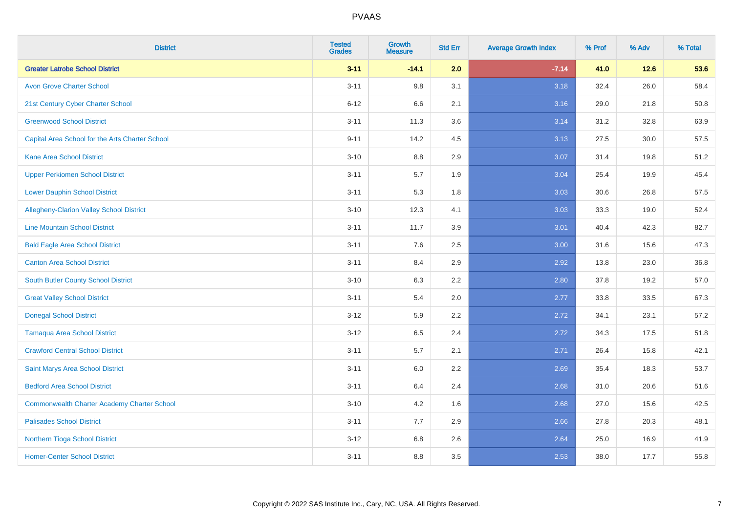| District | Tested Grades | Growth Measure | Std Err | Average Growth Index | % Prof | % Adv | % Total |
|---|---|---|---|---|---|---|---|
| **Greater Latrobe School District** | **3-11** | **-14.1** | **2.0** | **-7.14** | **41.0** | **12.6** | **53.6** |
| Avon Grove Charter School | 3-11 | 9.8 | 3.1 | 3.18 | 32.4 | 26.0 | 58.4 |
| 21st Century Cyber Charter School | 6-12 | 6.6 | 2.1 | 3.16 | 29.0 | 21.8 | 50.8 |
| Greenwood School District | 3-11 | 11.3 | 3.6 | 3.14 | 31.2 | 32.8 | 63.9 |
| Capital Area School for the Arts Charter School | 9-11 | 14.2 | 4.5 | 3.13 | 27.5 | 30.0 | 57.5 |
| Kane Area School District | 3-10 | 8.8 | 2.9 | 3.07 | 31.4 | 19.8 | 51.2 |
| Upper Perkiomen School District | 3-11 | 5.7 | 1.9 | 3.04 | 25.4 | 19.9 | 45.4 |
| Lower Dauphin School District | 3-11 | 5.3 | 1.8 | 3.03 | 30.6 | 26.8 | 57.5 |
| Allegheny-Clarion Valley School District | 3-10 | 12.3 | 4.1 | 3.03 | 33.3 | 19.0 | 52.4 |
| Line Mountain School District | 3-11 | 11.7 | 3.9 | 3.01 | 40.4 | 42.3 | 82.7 |
| Bald Eagle Area School District | 3-11 | 7.6 | 2.5 | 3.00 | 31.6 | 15.6 | 47.3 |
| Canton Area School District | 3-11 | 8.4 | 2.9 | 2.92 | 13.8 | 23.0 | 36.8 |
| South Butler County School District | 3-10 | 6.3 | 2.2 | 2.80 | 37.8 | 19.2 | 57.0 |
| Great Valley School District | 3-11 | 5.4 | 2.0 | 2.77 | 33.8 | 33.5 | 67.3 |
| Donegal School District | 3-12 | 5.9 | 2.2 | 2.72 | 34.1 | 23.1 | 57.2 |
| Tamaqua Area School District | 3-12 | 6.5 | 2.4 | 2.72 | 34.3 | 17.5 | 51.8 |
| Crawford Central School District | 3-11 | 5.7 | 2.1 | 2.71 | 26.4 | 15.8 | 42.1 |
| Saint Marys Area School District | 3-11 | 6.0 | 2.2 | 2.69 | 35.4 | 18.3 | 53.7 |
| Bedford Area School District | 3-11 | 6.4 | 2.4 | 2.68 | 31.0 | 20.6 | 51.6 |
| Commonwealth Charter Academy Charter School | 3-10 | 4.2 | 1.6 | 2.68 | 27.0 | 15.6 | 42.5 |
| Palisades School District | 3-11 | 7.7 | 2.9 | 2.66 | 27.8 | 20.3 | 48.1 |
| Northern Tioga School District | 3-12 | 6.8 | 2.6 | 2.64 | 25.0 | 16.9 | 41.9 |
| Homer-Center School District | 3-11 | 8.8 | 3.5 | 2.53 | 38.0 | 17.7 | 55.8 |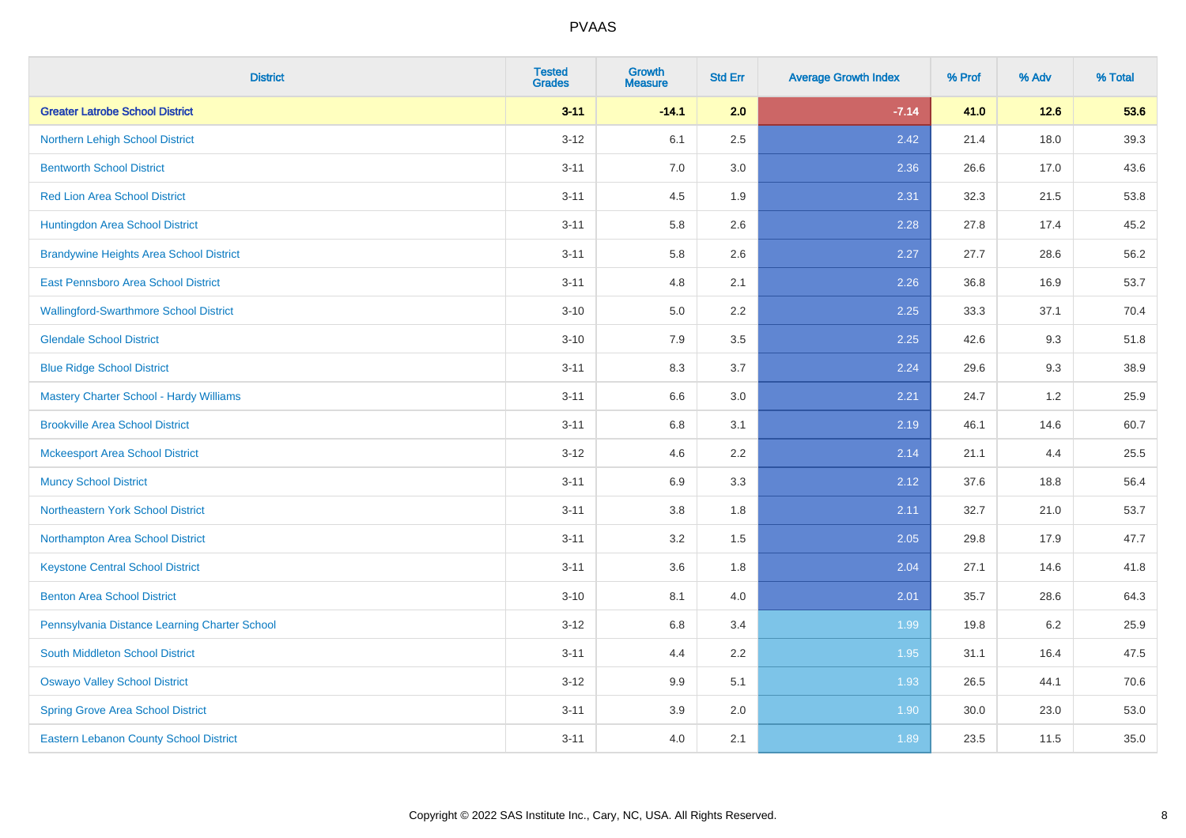| District | Tested Grades | Growth Measure | Std Err | Average Growth Index | % Prof | % Adv | % Total |
|---|---|---|---|---|---|---|---|
| **Greater Latrobe School District** | **3-11** | **-14.1** | **2.0** | **-7.14** | **41.0** | **12.6** | **53.6** |
| Northern Lehigh School District | 3-12 | 6.1 | 2.5 | 2.42 | 21.4 | 18.0 | 39.3 |
| Bentworth School District | 3-11 | 7.0 | 3.0 | 2.36 | 26.6 | 17.0 | 43.6 |
| Red Lion Area School District | 3-11 | 4.5 | 1.9 | 2.31 | 32.3 | 21.5 | 53.8 |
| Huntingdon Area School District | 3-11 | 5.8 | 2.6 | 2.28 | 27.8 | 17.4 | 45.2 |
| Brandywine Heights Area School District | 3-11 | 5.8 | 2.6 | 2.27 | 27.7 | 28.6 | 56.2 |
| East Pennsboro Area School District | 3-11 | 4.8 | 2.1 | 2.26 | 36.8 | 16.9 | 53.7 |
| Wallingford-Swarthmore School District | 3-10 | 5.0 | 2.2 | 2.25 | 33.3 | 37.1 | 70.4 |
| Glendale School District | 3-10 | 7.9 | 3.5 | 2.25 | 42.6 | 9.3 | 51.8 |
| Blue Ridge School District | 3-11 | 8.3 | 3.7 | 2.24 | 29.6 | 9.3 | 38.9 |
| Mastery Charter School - Hardy Williams | 3-11 | 6.6 | 3.0 | 2.21 | 24.7 | 1.2 | 25.9 |
| Brookville Area School District | 3-11 | 6.8 | 3.1 | 2.19 | 46.1 | 14.6 | 60.7 |
| Mckeesport Area School District | 3-12 | 4.6 | 2.2 | 2.14 | 21.1 | 4.4 | 25.5 |
| Muncy School District | 3-11 | 6.9 | 3.3 | 2.12 | 37.6 | 18.8 | 56.4 |
| Northeastern York School District | 3-11 | 3.8 | 1.8 | 2.11 | 32.7 | 21.0 | 53.7 |
| Northampton Area School District | 3-11 | 3.2 | 1.5 | 2.05 | 29.8 | 17.9 | 47.7 |
| Keystone Central School District | 3-11 | 3.6 | 1.8 | 2.04 | 27.1 | 14.6 | 41.8 |
| Benton Area School District | 3-10 | 8.1 | 4.0 | 2.01 | 35.7 | 28.6 | 64.3 |
| Pennsylvania Distance Learning Charter School | 3-12 | 6.8 | 3.4 | 1.99 | 19.8 | 6.2 | 25.9 |
| South Middleton School District | 3-11 | 4.4 | 2.2 | 1.95 | 31.1 | 16.4 | 47.5 |
| Oswayo Valley School District | 3-12 | 9.9 | 5.1 | 1.93 | 26.5 | 44.1 | 70.6 |
| Spring Grove Area School District | 3-11 | 3.9 | 2.0 | 1.90 | 30.0 | 23.0 | 53.0 |
| Eastern Lebanon County School District | 3-11 | 4.0 | 2.1 | 1.89 | 23.5 | 11.5 | 35.0 |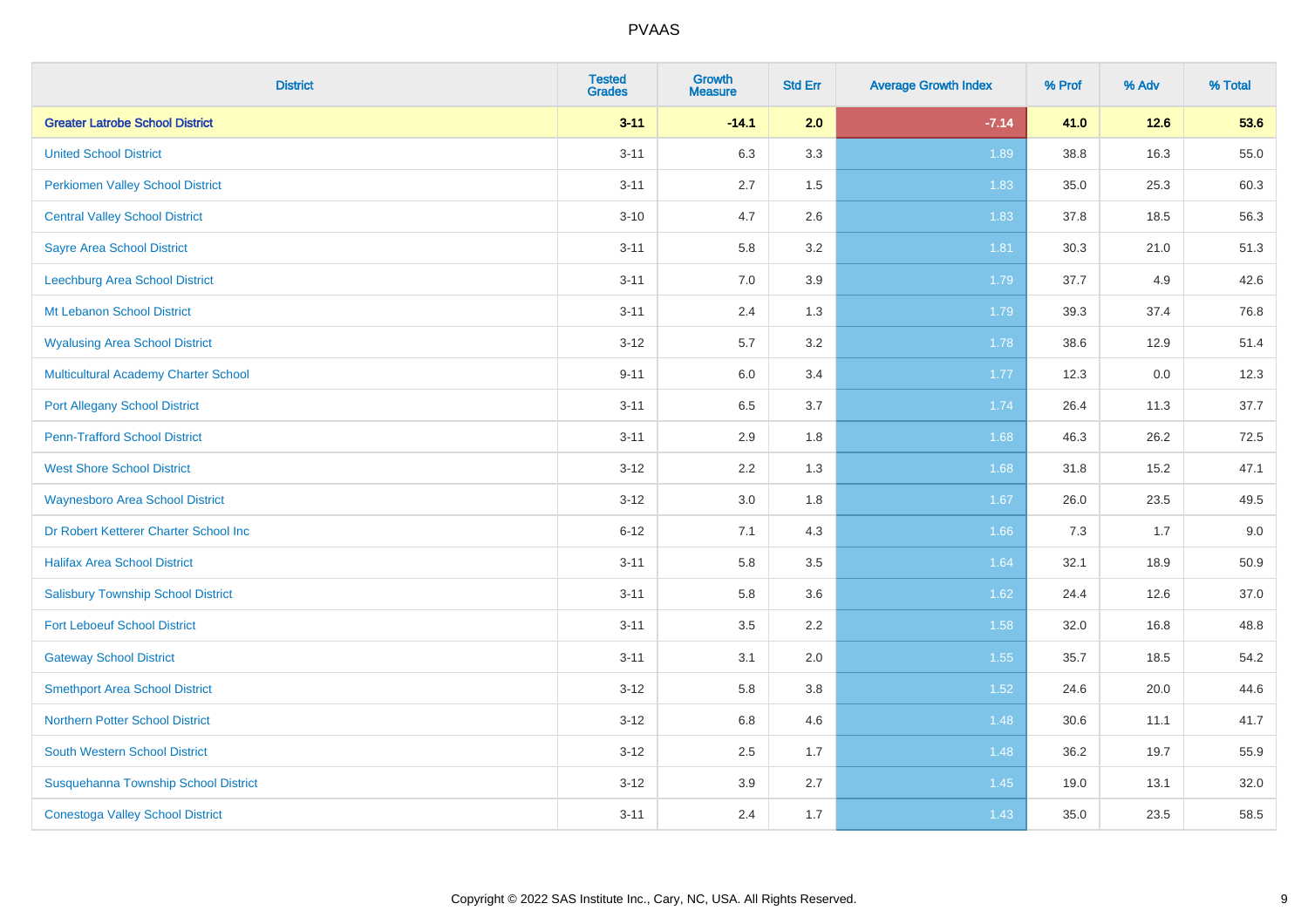| District | Tested Grades | Growth Measure | Std Err | Average Growth Index | % Prof | % Adv | % Total |
|---|---|---|---|---|---|---|---|
| **Greater Latrobe School District** | **3-11** | **-14.1** | **2.0** | **-7.14** | **41.0** | **12.6** | **53.6** |
| United School District | 3-11 | 6.3 | 3.3 | 1.89 | 38.8 | 16.3 | 55.0 |
| Perkiomen Valley School District | 3-11 | 2.7 | 1.5 | 1.83 | 35.0 | 25.3 | 60.3 |
| Central Valley School District | 3-10 | 4.7 | 2.6 | 1.83 | 37.8 | 18.5 | 56.3 |
| Sayre Area School District | 3-11 | 5.8 | 3.2 | 1.81 | 30.3 | 21.0 | 51.3 |
| Leechburg Area School District | 3-11 | 7.0 | 3.9 | 1.79 | 37.7 | 4.9 | 42.6 |
| Mt Lebanon School District | 3-11 | 2.4 | 1.3 | 1.79 | 39.3 | 37.4 | 76.8 |
| Wyalusing Area School District | 3-12 | 5.7 | 3.2 | 1.78 | 38.6 | 12.9 | 51.4 |
| Multicultural Academy Charter School | 9-11 | 6.0 | 3.4 | 1.77 | 12.3 | 0.0 | 12.3 |
| Port Allegany School District | 3-11 | 6.5 | 3.7 | 1.74 | 26.4 | 11.3 | 37.7 |
| Penn-Trafford School District | 3-11 | 2.9 | 1.8 | 1.68 | 46.3 | 26.2 | 72.5 |
| West Shore School District | 3-12 | 2.2 | 1.3 | 1.68 | 31.8 | 15.2 | 47.1 |
| Waynesboro Area School District | 3-12 | 3.0 | 1.8 | 1.67 | 26.0 | 23.5 | 49.5 |
| Dr Robert Ketterer Charter School Inc | 6-12 | 7.1 | 4.3 | 1.66 | 7.3 | 1.7 | 9.0 |
| Halifax Area School District | 3-11 | 5.8 | 3.5 | 1.64 | 32.1 | 18.9 | 50.9 |
| Salisbury Township School District | 3-11 | 5.8 | 3.6 | 1.62 | 24.4 | 12.6 | 37.0 |
| Fort Leboeuf School District | 3-11 | 3.5 | 2.2 | 1.58 | 32.0 | 16.8 | 48.8 |
| Gateway School District | 3-11 | 3.1 | 2.0 | 1.55 | 35.7 | 18.5 | 54.2 |
| Smethport Area School District | 3-12 | 5.8 | 3.8 | 1.52 | 24.6 | 20.0 | 44.6 |
| Northern Potter School District | 3-12 | 6.8 | 4.6 | 1.48 | 30.6 | 11.1 | 41.7 |
| South Western School District | 3-12 | 2.5 | 1.7 | 1.48 | 36.2 | 19.7 | 55.9 |
| Susquehanna Township School District | 3-12 | 3.9 | 2.7 | 1.45 | 19.0 | 13.1 | 32.0 |
| Conestoga Valley School District | 3-11 | 2.4 | 1.7 | 1.43 | 35.0 | 23.5 | 58.5 |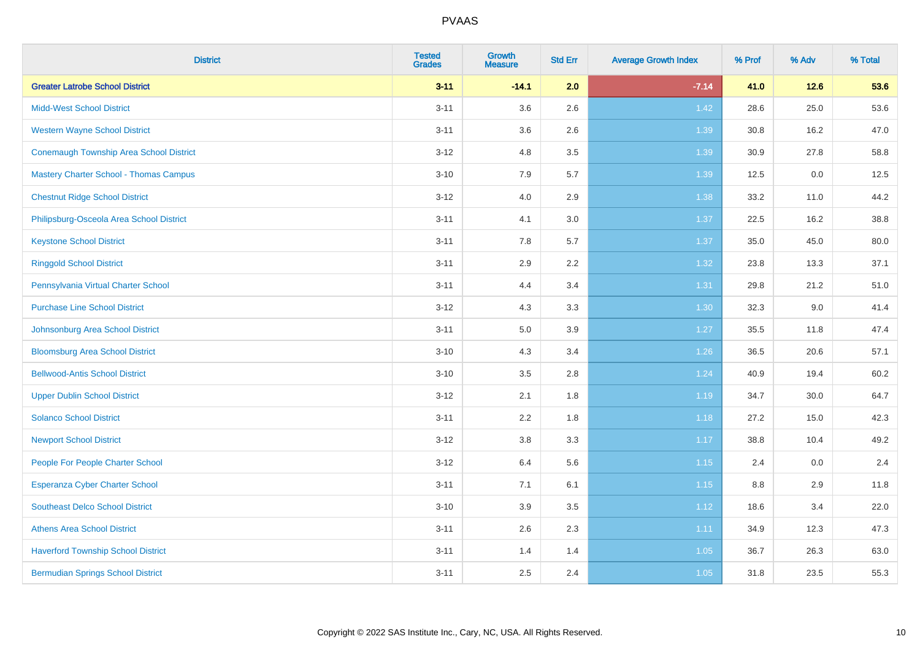# PVAAS

| District | Tested Grades | Growth Measure | Std Err | Average Growth Index | % Prof | % Adv | % Total |
|---|---|---|---|---|---|---|---|
| **Greater Latrobe School District** | **3-11** | **-14.1** | **2.0** | **-7.14** | **41.0** | **12.6** | **53.6** |
| Midd-West School District | 3-11 | 3.6 | 2.6 | 1.42 | 28.6 | 25.0 | 53.6 |
| Western Wayne School District | 3-11 | 3.6 | 2.6 | 1.39 | 30.8 | 16.2 | 47.0 |
| Conemaugh Township Area School District | 3-12 | 4.8 | 3.5 | 1.39 | 30.9 | 27.8 | 58.8 |
| Mastery Charter School - Thomas Campus | 3-10 | 7.9 | 5.7 | 1.39 | 12.5 | 0.0 | 12.5 |
| Chestnut Ridge School District | 3-12 | 4.0 | 2.9 | 1.38 | 33.2 | 11.0 | 44.2 |
| Philipsburg-Osceola Area School District | 3-11 | 4.1 | 3.0 | 1.37 | 22.5 | 16.2 | 38.8 |
| Keystone School District | 3-11 | 7.8 | 5.7 | 1.37 | 35.0 | 45.0 | 80.0 |
| Ringgold School District | 3-11 | 2.9 | 2.2 | 1.32 | 23.8 | 13.3 | 37.1 |
| Pennsylvania Virtual Charter School | 3-11 | 4.4 | 3.4 | 1.31 | 29.8 | 21.2 | 51.0 |
| Purchase Line School District | 3-12 | 4.3 | 3.3 | 1.30 | 32.3 | 9.0 | 41.4 |
| Johnsonburg Area School District | 3-11 | 5.0 | 3.9 | 1.27 | 35.5 | 11.8 | 47.4 |
| Bloomsburg Area School District | 3-10 | 4.3 | 3.4 | 1.26 | 36.5 | 20.6 | 57.1 |
| Bellwood-Antis School District | 3-10 | 3.5 | 2.8 | 1.24 | 40.9 | 19.4 | 60.2 |
| Upper Dublin School District | 3-12 | 2.1 | 1.8 | 1.19 | 34.7 | 30.0 | 64.7 |
| Solanco School District | 3-11 | 2.2 | 1.8 | 1.18 | 27.2 | 15.0 | 42.3 |
| Newport School District | 3-12 | 3.8 | 3.3 | 1.17 | 38.8 | 10.4 | 49.2 |
| People For People Charter School | 3-12 | 6.4 | 5.6 | 1.15 | 2.4 | 0.0 | 2.4 |
| Esperanza Cyber Charter School | 3-11 | 7.1 | 6.1 | 1.15 | 8.8 | 2.9 | 11.8 |
| Southeast Delco School District | 3-10 | 3.9 | 3.5 | 1.12 | 18.6 | 3.4 | 22.0 |
| Athens Area School District | 3-11 | 2.6 | 2.3 | 1.11 | 34.9 | 12.3 | 47.3 |
| Haverford Township School District | 3-11 | 1.4 | 1.4 | 1.05 | 36.7 | 26.3 | 63.0 |
| Bermudian Springs School District | 3-11 | 2.5 | 2.4 | 1.05 | 31.8 | 23.5 | 55.3 |

Copyright © 2022 SAS Institute Inc., Cary, NC, USA. All Rights Reserved.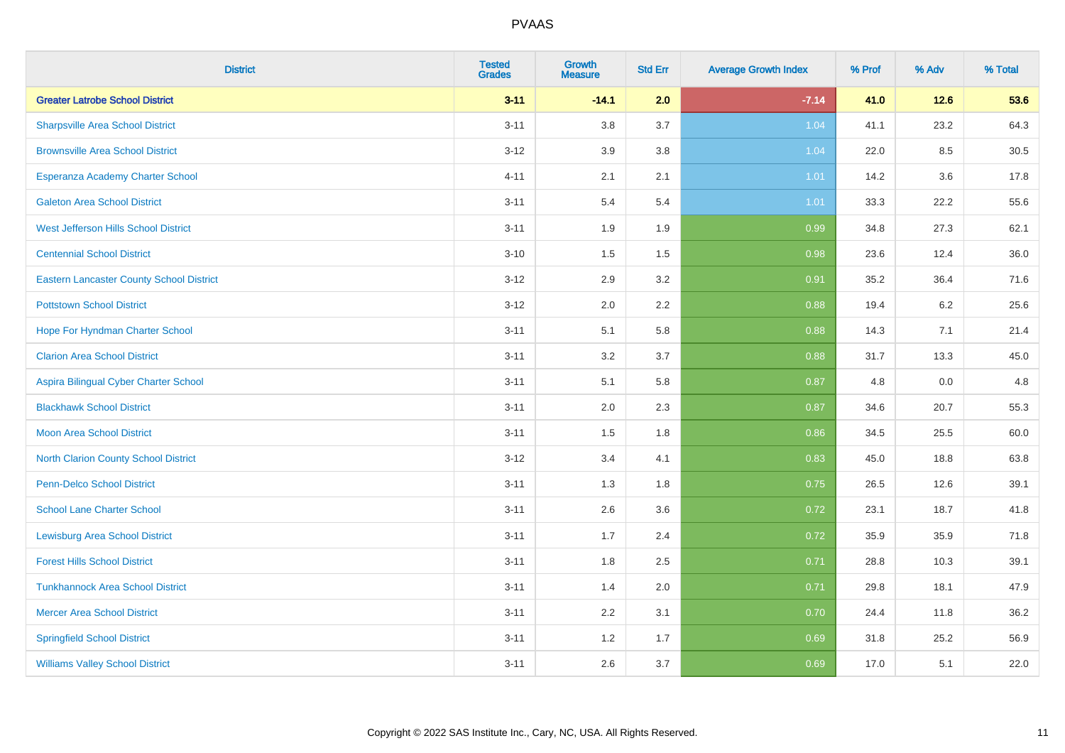# PVAAS

| District | Tested Grades | Growth Measure | Std Err | Average Growth Index | % Prof | % Adv | % Total |
|---|---|---|---|---|---|---|---|
| **Greater Latrobe School District** | **3-11** | **-14.1** | **2.0** | **-7.14** | **41.0** | **12.6** | **53.6** |
| Sharpsville Area School District | 3-11 | 3.8 | 3.7 | 1.04 | 41.1 | 23.2 | 64.3 |
| Brownsville Area School District | 3-12 | 3.9 | 3.8 | 1.04 | 22.0 | 8.5 | 30.5 |
| Esperanza Academy Charter School | 4-11 | 2.1 | 2.1 | 1.01 | 14.2 | 3.6 | 17.8 |
| Galeton Area School District | 3-11 | 5.4 | 5.4 | 1.01 | 33.3 | 22.2 | 55.6 |
| West Jefferson Hills School District | 3-11 | 1.9 | 1.9 | 0.99 | 34.8 | 27.3 | 62.1 |
| Centennial School District | 3-10 | 1.5 | 1.5 | 0.98 | 23.6 | 12.4 | 36.0 |
| Eastern Lancaster County School District | 3-12 | 2.9 | 3.2 | 0.91 | 35.2 | 36.4 | 71.6 |
| Pottstown School District | 3-12 | 2.0 | 2.2 | 0.88 | 19.4 | 6.2 | 25.6 |
| Hope For Hyndman Charter School | 3-11 | 5.1 | 5.8 | 0.88 | 14.3 | 7.1 | 21.4 |
| Clarion Area School District | 3-11 | 3.2 | 3.7 | 0.88 | 31.7 | 13.3 | 45.0 |
| Aspira Bilingual Cyber Charter School | 3-11 | 5.1 | 5.8 | 0.87 | 4.8 | 0.0 | 4.8 |
| Blackhawk School District | 3-11 | 2.0 | 2.3 | 0.87 | 34.6 | 20.7 | 55.3 |
| Moon Area School District | 3-11 | 1.5 | 1.8 | 0.86 | 34.5 | 25.5 | 60.0 |
| North Clarion County School District | 3-12 | 3.4 | 4.1 | 0.83 | 45.0 | 18.8 | 63.8 |
| Penn-Delco School District | 3-11 | 1.3 | 1.8 | 0.75 | 26.5 | 12.6 | 39.1 |
| School Lane Charter School | 3-11 | 2.6 | 3.6 | 0.72 | 23.1 | 18.7 | 41.8 |
| Lewisburg Area School District | 3-11 | 1.7 | 2.4 | 0.72 | 35.9 | 35.9 | 71.8 |
| Forest Hills School District | 3-11 | 1.8 | 2.5 | 0.71 | 28.8 | 10.3 | 39.1 |
| Tunkhannock Area School District | 3-11 | 1.4 | 2.0 | 0.71 | 29.8 | 18.1 | 47.9 |
| Mercer Area School District | 3-11 | 2.2 | 3.1 | 0.70 | 24.4 | 11.8 | 36.2 |
| Springfield School District | 3-11 | 1.2 | 1.7 | 0.69 | 31.8 | 25.2 | 56.9 |
| Williams Valley School District | 3-11 | 2.6 | 3.7 | 0.69 | 17.0 | 5.1 | 22.0 |

Copyright © 2022 SAS Institute Inc., Cary, NC, USA. All Rights Reserved.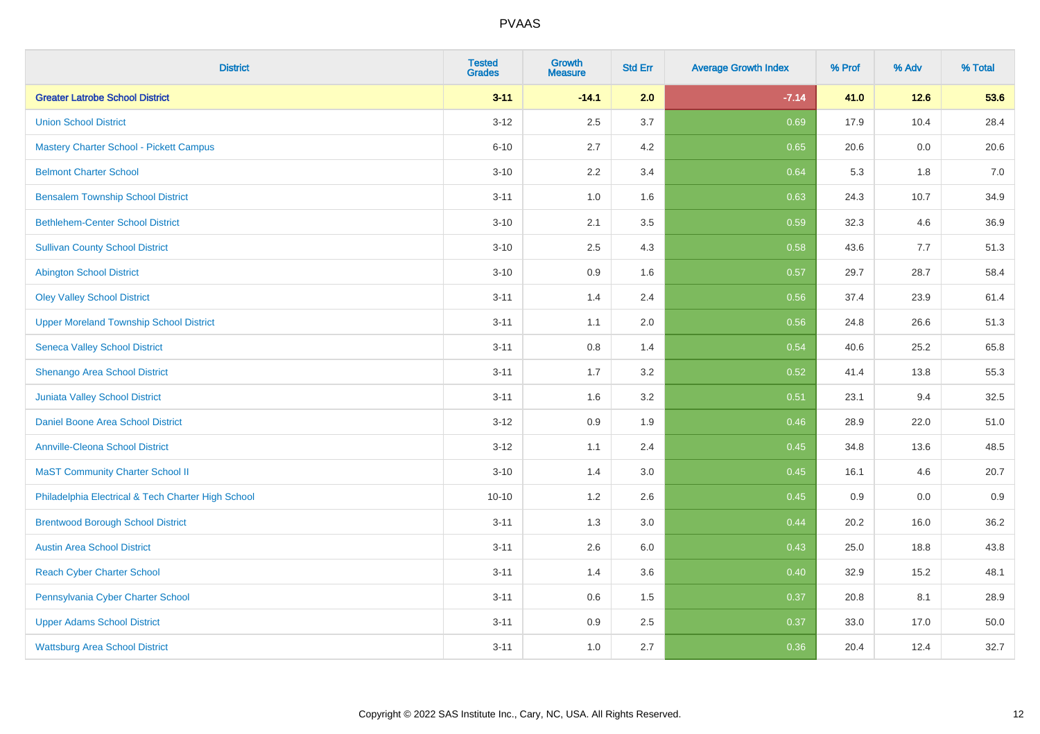| District | Tested Grades | Growth Measure | Std Err | Average Growth Index | % Prof | % Adv | % Total |
|---|---|---|---|---|---|---|---|
| **Greater Latrobe School District** | **3-11** | **-14.1** | **2.0** | **-7.14** | **41.0** | **12.6** | **53.6** |
| Union School District | 3-12 | 2.5 | 3.7 | 0.69 | 17.9 | 10.4 | 28.4 |
| Mastery Charter School - Pickett Campus | 6-10 | 2.7 | 4.2 | 0.65 | 20.6 | 0.0 | 20.6 |
| Belmont Charter School | 3-10 | 2.2 | 3.4 | 0.64 | 5.3 | 1.8 | 7.0 |
| Bensalem Township School District | 3-11 | 1.0 | 1.6 | 0.63 | 24.3 | 10.7 | 34.9 |
| Bethlehem-Center School District | 3-10 | 2.1 | 3.5 | 0.59 | 32.3 | 4.6 | 36.9 |
| Sullivan County School District | 3-10 | 2.5 | 4.3 | 0.58 | 43.6 | 7.7 | 51.3 |
| Abington School District | 3-10 | 0.9 | 1.6 | 0.57 | 29.7 | 28.7 | 58.4 |
| Oley Valley School District | 3-11 | 1.4 | 2.4 | 0.56 | 37.4 | 23.9 | 61.4 |
| Upper Moreland Township School District | 3-11 | 1.1 | 2.0 | 0.56 | 24.8 | 26.6 | 51.3 |
| Seneca Valley School District | 3-11 | 0.8 | 1.4 | 0.54 | 40.6 | 25.2 | 65.8 |
| Shenango Area School District | 3-11 | 1.7 | 3.2 | 0.52 | 41.4 | 13.8 | 55.3 |
| Juniata Valley School District | 3-11 | 1.6 | 3.2 | 0.51 | 23.1 | 9.4 | 32.5 |
| Daniel Boone Area School District | 3-12 | 0.9 | 1.9 | 0.46 | 28.9 | 22.0 | 51.0 |
| Annville-Cleona School District | 3-12 | 1.1 | 2.4 | 0.45 | 34.8 | 13.6 | 48.5 |
| MaST Community Charter School II | 3-10 | 1.4 | 3.0 | 0.45 | 16.1 | 4.6 | 20.7 |
| Philadelphia Electrical & Tech Charter High School | 10-10 | 1.2 | 2.6 | 0.45 | 0.9 | 0.0 | 0.9 |
| Brentwood Borough School District | 3-11 | 1.3 | 3.0 | 0.44 | 20.2 | 16.0 | 36.2 |
| Austin Area School District | 3-11 | 2.6 | 6.0 | 0.43 | 25.0 | 18.8 | 43.8 |
| Reach Cyber Charter School | 3-11 | 1.4 | 3.6 | 0.40 | 32.9 | 15.2 | 48.1 |
| Pennsylvania Cyber Charter School | 3-11 | 0.6 | 1.5 | 0.37 | 20.8 | 8.1 | 28.9 |
| Upper Adams School District | 3-11 | 0.9 | 2.5 | 0.37 | 33.0 | 17.0 | 50.0 |
| Wattsburg Area School District | 3-11 | 1.0 | 2.7 | 0.36 | 20.4 | 12.4 | 32.7 |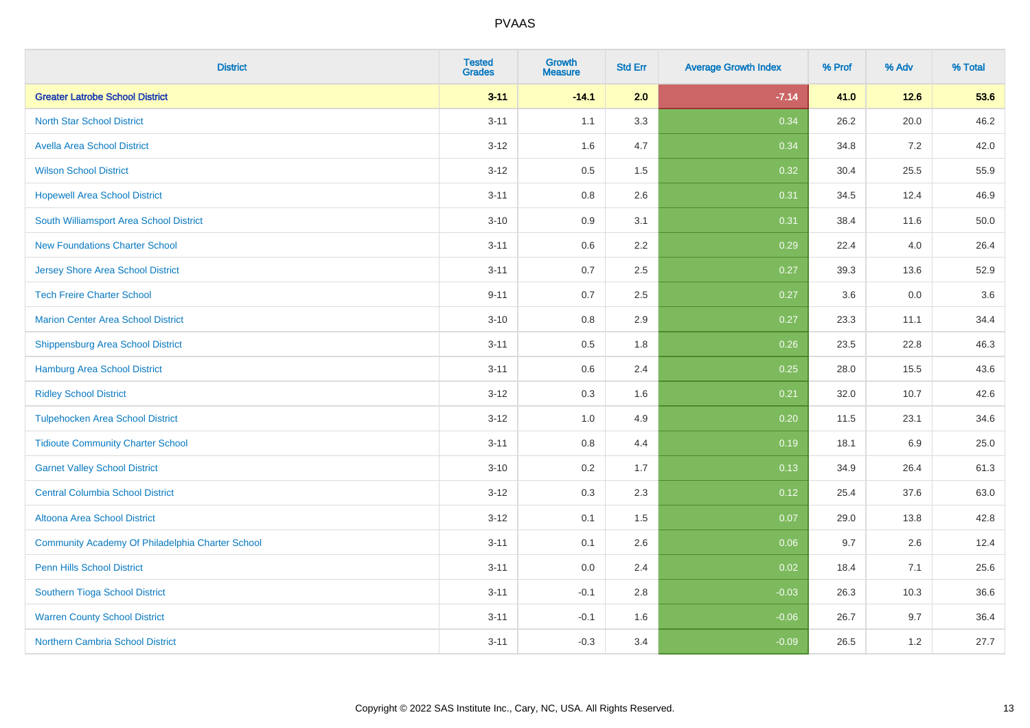| District | Tested Grades | Growth Measure | Std Err | Average Growth Index | % Prof | % Adv | % Total |
|---|---|---|---|---|---|---|---|
| **Greater Latrobe School District** | **3-11** | **-14.1** | **2.0** | **-7.14** | **41.0** | **12.6** | **53.6** |
| North Star School District | 3-11 | 1.1 | 3.3 | 0.34 | 26.2 | 20.0 | 46.2 |
| Avella Area School District | 3-12 | 1.6 | 4.7 | 0.34 | 34.8 | 7.2 | 42.0 |
| Wilson School District | 3-12 | 0.5 | 1.5 | 0.32 | 30.4 | 25.5 | 55.9 |
| Hopewell Area School District | 3-11 | 0.8 | 2.6 | 0.31 | 34.5 | 12.4 | 46.9 |
| South Williamsport Area School District | 3-10 | 0.9 | 3.1 | 0.31 | 38.4 | 11.6 | 50.0 |
| New Foundations Charter School | 3-11 | 0.6 | 2.2 | 0.29 | 22.4 | 4.0 | 26.4 |
| Jersey Shore Area School District | 3-11 | 0.7 | 2.5 | 0.27 | 39.3 | 13.6 | 52.9 |
| Tech Freire Charter School | 9-11 | 0.7 | 2.5 | 0.27 | 3.6 | 0.0 | 3.6 |
| Marion Center Area School District | 3-10 | 0.8 | 2.9 | 0.27 | 23.3 | 11.1 | 34.4 |
| Shippensburg Area School District | 3-11 | 0.5 | 1.8 | 0.26 | 23.5 | 22.8 | 46.3 |
| Hamburg Area School District | 3-11 | 0.6 | 2.4 | 0.25 | 28.0 | 15.5 | 43.6 |
| Ridley School District | 3-12 | 0.3 | 1.6 | 0.21 | 32.0 | 10.7 | 42.6 |
| Tulpehocken Area School District | 3-12 | 1.0 | 4.9 | 0.20 | 11.5 | 23.1 | 34.6 |
| Tidioute Community Charter School | 3-11 | 0.8 | 4.4 | 0.19 | 18.1 | 6.9 | 25.0 |
| Garnet Valley School District | 3-10 | 0.2 | 1.7 | 0.13 | 34.9 | 26.4 | 61.3 |
| Central Columbia School District | 3-12 | 0.3 | 2.3 | 0.12 | 25.4 | 37.6 | 63.0 |
| Altoona Area School District | 3-12 | 0.1 | 1.5 | 0.07 | 29.0 | 13.8 | 42.8 |
| Community Academy Of Philadelphia Charter School | 3-11 | 0.1 | 2.6 | 0.06 | 9.7 | 2.6 | 12.4 |
| Penn Hills School District | 3-11 | 0.0 | 2.4 | 0.02 | 18.4 | 7.1 | 25.6 |
| Southern Tioga School District | 3-11 | -0.1 | 2.8 | -0.03 | 26.3 | 10.3 | 36.6 |
| Warren County School District | 3-11 | -0.1 | 1.6 | -0.06 | 26.7 | 9.7 | 36.4 |
| Northern Cambria School District | 3-11 | -0.3 | 3.4 | -0.09 | 26.5 | 1.2 | 27.7 |

Copyright © 2022 SAS Institute Inc., Cary, NC, USA. All Rights Reserved.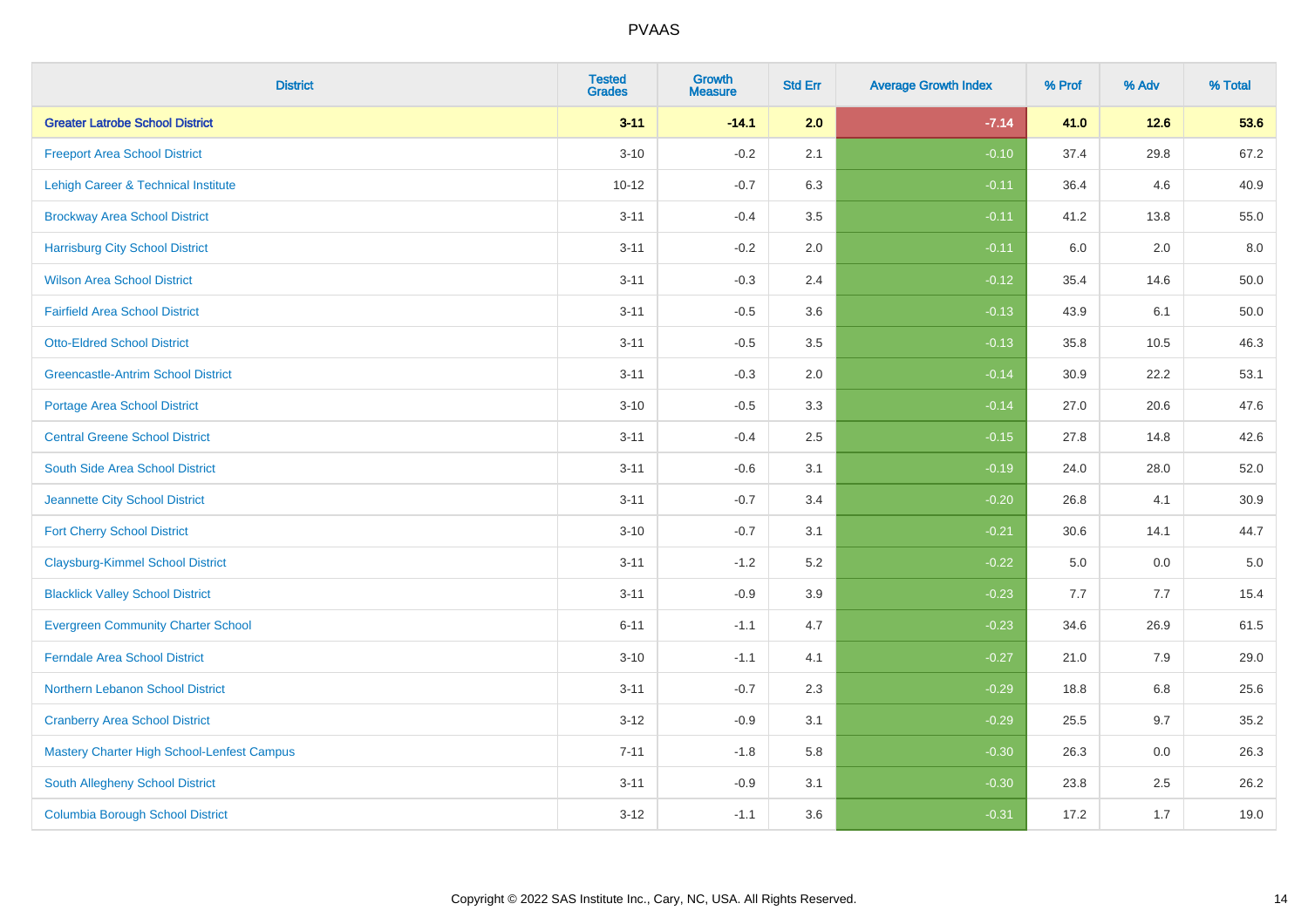# PVAAS

| District | Tested Grades | Growth Measure | Std Err | Average Growth Index | % Prof | % Adv | % Total |
|---|---|---|---|---|---|---|---|
| **Greater Latrobe School District** | **3-11** | **-14.1** | **2.0** | **-7.14** | **41.0** | **12.6** | **53.6** |
| Freeport Area School District | 3-10 | -0.2 | 2.1 | -0.10 | 37.4 | 29.8 | 67.2 |
| Lehigh Career & Technical Institute | 10-12 | -0.7 | 6.3 | -0.11 | 36.4 | 4.6 | 40.9 |
| Brockway Area School District | 3-11 | -0.4 | 3.5 | -0.11 | 41.2 | 13.8 | 55.0 |
| Harrisburg City School District | 3-11 | -0.2 | 2.0 | -0.11 | 6.0 | 2.0 | 8.0 |
| Wilson Area School District | 3-11 | -0.3 | 2.4 | -0.12 | 35.4 | 14.6 | 50.0 |
| Fairfield Area School District | 3-11 | -0.5 | 3.6 | -0.13 | 43.9 | 6.1 | 50.0 |
| Otto-Eldred School District | 3-11 | -0.5 | 3.5 | -0.13 | 35.8 | 10.5 | 46.3 |
| Greencastle-Antrim School District | 3-11 | -0.3 | 2.0 | -0.14 | 30.9 | 22.2 | 53.1 |
| Portage Area School District | 3-10 | -0.5 | 3.3 | -0.14 | 27.0 | 20.6 | 47.6 |
| Central Greene School District | 3-11 | -0.4 | 2.5 | -0.15 | 27.8 | 14.8 | 42.6 |
| South Side Area School District | 3-11 | -0.6 | 3.1 | -0.19 | 24.0 | 28.0 | 52.0 |
| Jeannette City School District | 3-11 | -0.7 | 3.4 | -0.20 | 26.8 | 4.1 | 30.9 |
| Fort Cherry School District | 3-10 | -0.7 | 3.1 | -0.21 | 30.6 | 14.1 | 44.7 |
| Claysburg-Kimmel School District | 3-11 | -1.2 | 5.2 | -0.22 | 5.0 | 0.0 | 5.0 |
| Blacklick Valley School District | 3-11 | -0.9 | 3.9 | -0.23 | 7.7 | 7.7 | 15.4 |
| Evergreen Community Charter School | 6-11 | -1.1 | 4.7 | -0.23 | 34.6 | 26.9 | 61.5 |
| Ferndale Area School District | 3-10 | -1.1 | 4.1 | -0.27 | 21.0 | 7.9 | 29.0 |
| Northern Lebanon School District | 3-11 | -0.7 | 2.3 | -0.29 | 18.8 | 6.8 | 25.6 |
| Cranberry Area School District | 3-12 | -0.9 | 3.1 | -0.29 | 25.5 | 9.7 | 35.2 |
| Mastery Charter High School-Lenfest Campus | 7-11 | -1.8 | 5.8 | -0.30 | 26.3 | 0.0 | 26.3 |
| South Allegheny School District | 3-11 | -0.9 | 3.1 | -0.30 | 23.8 | 2.5 | 26.2 |
| Columbia Borough School District | 3-12 | -1.1 | 3.6 | -0.31 | 17.2 | 1.7 | 19.0 |

Copyright © 2022 SAS Institute Inc., Cary, NC, USA. All Rights Reserved.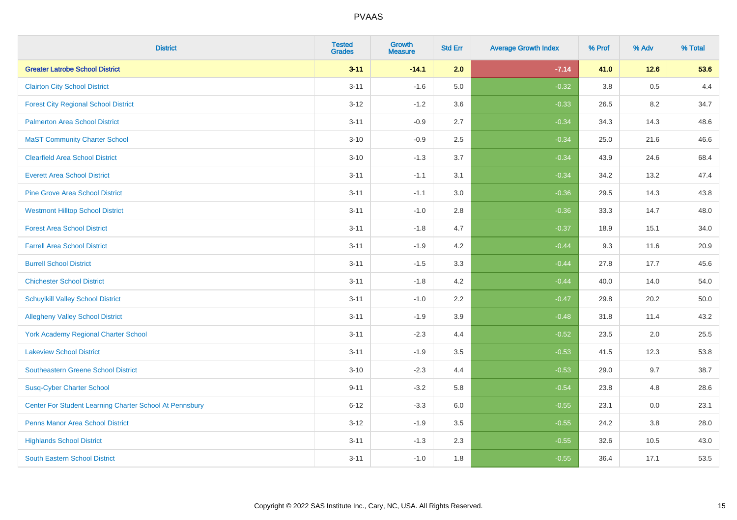# PVAAS

| District | Tested Grades | Growth Measure | Std Err | Average Growth Index | % Prof | % Adv | % Total |
|---|---|---|---|---|---|---|---|
| **Greater Latrobe School District** | **3-11** | **-14.1** | **2.0** | **-7.14** | **41.0** | **12.6** | **53.6** |
| Clairton City School District | 3-11 | -1.6 | 5.0 | -0.32 | 3.8 | 0.5 | 4.4 |
| Forest City Regional School District | 3-12 | -1.2 | 3.6 | -0.33 | 26.5 | 8.2 | 34.7 |
| Palmerton Area School District | 3-11 | -0.9 | 2.7 | -0.34 | 34.3 | 14.3 | 48.6 |
| MaST Community Charter School | 3-10 | -0.9 | 2.5 | -0.34 | 25.0 | 21.6 | 46.6 |
| Clearfield Area School District | 3-10 | -1.3 | 3.7 | -0.34 | 43.9 | 24.6 | 68.4 |
| Everett Area School District | 3-11 | -1.1 | 3.1 | -0.34 | 34.2 | 13.2 | 47.4 |
| Pine Grove Area School District | 3-11 | -1.1 | 3.0 | -0.36 | 29.5 | 14.3 | 43.8 |
| Westmont Hilltop School District | 3-11 | -1.0 | 2.8 | -0.36 | 33.3 | 14.7 | 48.0 |
| Forest Area School District | 3-11 | -1.8 | 4.7 | -0.37 | 18.9 | 15.1 | 34.0 |
| Farrell Area School District | 3-11 | -1.9 | 4.2 | -0.44 | 9.3 | 11.6 | 20.9 |
| Burrell School District | 3-11 | -1.5 | 3.3 | -0.44 | 27.8 | 17.7 | 45.6 |
| Chichester School District | 3-11 | -1.8 | 4.2 | -0.44 | 40.0 | 14.0 | 54.0 |
| Schuylkill Valley School District | 3-11 | -1.0 | 2.2 | -0.47 | 29.8 | 20.2 | 50.0 |
| Allegheny Valley School District | 3-11 | -1.9 | 3.9 | -0.48 | 31.8 | 11.4 | 43.2 |
| York Academy Regional Charter School | 3-11 | -2.3 | 4.4 | -0.52 | 23.5 | 2.0 | 25.5 |
| Lakeview School District | 3-11 | -1.9 | 3.5 | -0.53 | 41.5 | 12.3 | 53.8 |
| Southeastern Greene School District | 3-10 | -2.3 | 4.4 | -0.53 | 29.0 | 9.7 | 38.7 |
| Susq-Cyber Charter School | 9-11 | -3.2 | 5.8 | -0.54 | 23.8 | 4.8 | 28.6 |
| Center For Student Learning Charter School At Pennsbury | 6-12 | -3.3 | 6.0 | -0.55 | 23.1 | 0.0 | 23.1 |
| Penns Manor Area School District | 3-12 | -1.9 | 3.5 | -0.55 | 24.2 | 3.8 | 28.0 |
| Highlands School District | 3-11 | -1.3 | 2.3 | -0.55 | 32.6 | 10.5 | 43.0 |
| South Eastern School District | 3-11 | -1.0 | 1.8 | -0.55 | 36.4 | 17.1 | 53.5 |

Copyright © 2022 SAS Institute Inc., Cary, NC, USA. All Rights Reserved.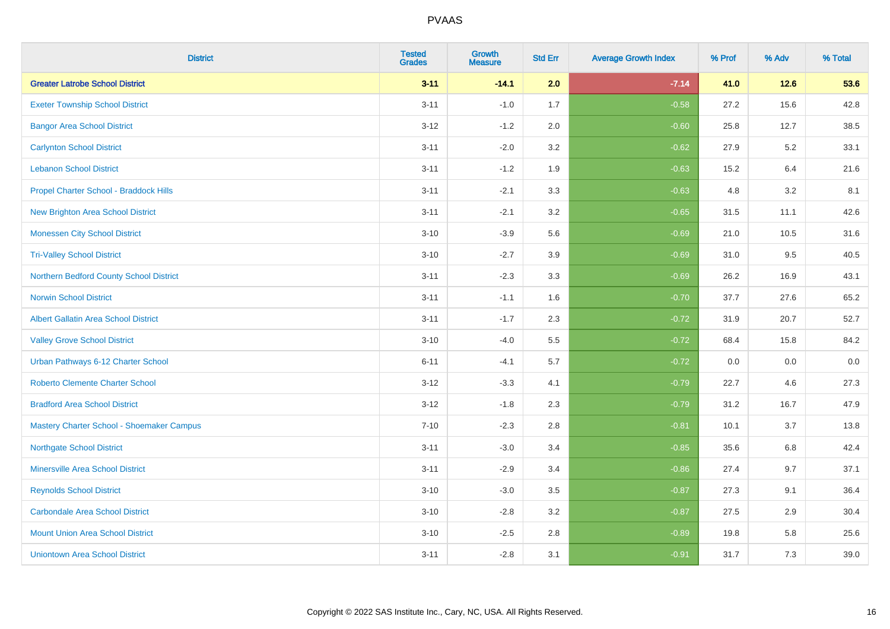| District | Tested Grades | Growth Measure | Std Err | Average Growth Index | % Prof | % Adv | % Total |
|---|---|---|---|---|---|---|---|
| **Greater Latrobe School District** | **3-11** | **-14.1** | **2.0** | **-7.14** | **41.0** | **12.6** | **53.6** |
| Exeter Township School District | 3-11 | -1.0 | 1.7 | -0.58 | 27.2 | 15.6 | 42.8 |
| Bangor Area School District | 3-12 | -1.2 | 2.0 | -0.60 | 25.8 | 12.7 | 38.5 |
| Carlynton School District | 3-11 | -2.0 | 3.2 | -0.62 | 27.9 | 5.2 | 33.1 |
| Lebanon School District | 3-11 | -1.2 | 1.9 | -0.63 | 15.2 | 6.4 | 21.6 |
| Propel Charter School - Braddock Hills | 3-11 | -2.1 | 3.3 | -0.63 | 4.8 | 3.2 | 8.1 |
| New Brighton Area School District | 3-11 | -2.1 | 3.2 | -0.65 | 31.5 | 11.1 | 42.6 |
| Monessen City School District | 3-10 | -3.9 | 5.6 | -0.69 | 21.0 | 10.5 | 31.6 |
| Tri-Valley School District | 3-10 | -2.7 | 3.9 | -0.69 | 31.0 | 9.5 | 40.5 |
| Northern Bedford County School District | 3-11 | -2.3 | 3.3 | -0.69 | 26.2 | 16.9 | 43.1 |
| Norwin School District | 3-11 | -1.1 | 1.6 | -0.70 | 37.7 | 27.6 | 65.2 |
| Albert Gallatin Area School District | 3-11 | -1.7 | 2.3 | -0.72 | 31.9 | 20.7 | 52.7 |
| Valley Grove School District | 3-10 | -4.0 | 5.5 | -0.72 | 68.4 | 15.8 | 84.2 |
| Urban Pathways 6-12 Charter School | 6-11 | -4.1 | 5.7 | -0.72 | 0.0 | 0.0 | 0.0 |
| Roberto Clemente Charter School | 3-12 | -3.3 | 4.1 | -0.79 | 22.7 | 4.6 | 27.3 |
| Bradford Area School District | 3-12 | -1.8 | 2.3 | -0.79 | 31.2 | 16.7 | 47.9 |
| Mastery Charter School - Shoemaker Campus | 7-10 | -2.3 | 2.8 | -0.81 | 10.1 | 3.7 | 13.8 |
| Northgate School District | 3-11 | -3.0 | 3.4 | -0.85 | 35.6 | 6.8 | 42.4 |
| Minersville Area School District | 3-11 | -2.9 | 3.4 | -0.86 | 27.4 | 9.7 | 37.1 |
| Reynolds School District | 3-10 | -3.0 | 3.5 | -0.87 | 27.3 | 9.1 | 36.4 |
| Carbondale Area School District | 3-10 | -2.8 | 3.2 | -0.87 | 27.5 | 2.9 | 30.4 |
| Mount Union Area School District | 3-10 | -2.5 | 2.8 | -0.89 | 19.8 | 5.8 | 25.6 |
| Uniontown Area School District | 3-11 | -2.8 | 3.1 | -0.91 | 31.7 | 7.3 | 39.0 |

Copyright © 2022 SAS Institute Inc., Cary, NC, USA. All Rights Reserved.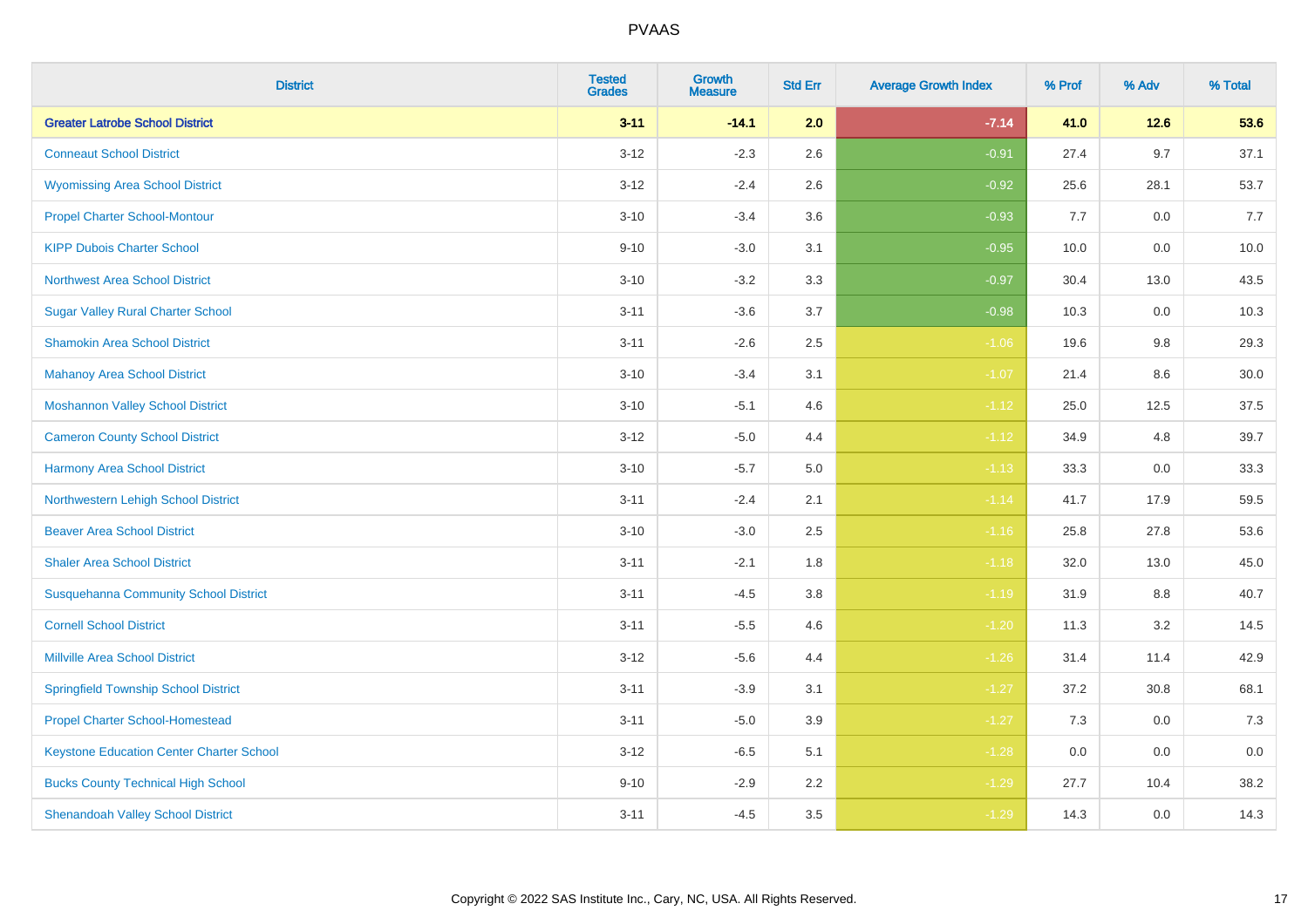| District | Tested Grades | Growth Measure | Std Err | Average Growth Index | % Prof | % Adv | % Total |
|---|---|---|---|---|---|---|---|
| **Greater Latrobe School District** | **3-11** | **-14.1** | **2.0** | **-7.14** | **41.0** | **12.6** | **53.6** |
| Conneaut School District | 3-12 | -2.3 | 2.6 | -0.91 | 27.4 | 9.7 | 37.1 |
| Wyomissing Area School District | 3-12 | -2.4 | 2.6 | -0.92 | 25.6 | 28.1 | 53.7 |
| Propel Charter School-Montour | 3-10 | -3.4 | 3.6 | -0.93 | 7.7 | 0.0 | 7.7 |
| KIPP Dubois Charter School | 9-10 | -3.0 | 3.1 | -0.95 | 10.0 | 0.0 | 10.0 |
| Northwest Area School District | 3-10 | -3.2 | 3.3 | -0.97 | 30.4 | 13.0 | 43.5 |
| Sugar Valley Rural Charter School | 3-11 | -3.6 | 3.7 | -0.98 | 10.3 | 0.0 | 10.3 |
| Shamokin Area School District | 3-11 | -2.6 | 2.5 | -1.06 | 19.6 | 9.8 | 29.3 |
| Mahanoy Area School District | 3-10 | -3.4 | 3.1 | -1.07 | 21.4 | 8.6 | 30.0 |
| Moshannon Valley School District | 3-10 | -5.1 | 4.6 | -1.12 | 25.0 | 12.5 | 37.5 |
| Cameron County School District | 3-12 | -5.0 | 4.4 | -1.12 | 34.9 | 4.8 | 39.7 |
| Harmony Area School District | 3-10 | -5.7 | 5.0 | -1.13 | 33.3 | 0.0 | 33.3 |
| Northwestern Lehigh School District | 3-11 | -2.4 | 2.1 | -1.14 | 41.7 | 17.9 | 59.5 |
| Beaver Area School District | 3-10 | -3.0 | 2.5 | -1.16 | 25.8 | 27.8 | 53.6 |
| Shaler Area School District | 3-11 | -2.1 | 1.8 | -1.18 | 32.0 | 13.0 | 45.0 |
| Susquehanna Community School District | 3-11 | -4.5 | 3.8 | -1.19 | 31.9 | 8.8 | 40.7 |
| Cornell School District | 3-11 | -5.5 | 4.6 | -1.20 | 11.3 | 3.2 | 14.5 |
| Millville Area School District | 3-12 | -5.6 | 4.4 | -1.26 | 31.4 | 11.4 | 42.9 |
| Springfield Township School District | 3-11 | -3.9 | 3.1 | -1.27 | 37.2 | 30.8 | 68.1 |
| Propel Charter School-Homestead | 3-11 | -5.0 | 3.9 | -1.27 | 7.3 | 0.0 | 7.3 |
| Keystone Education Center Charter School | 3-12 | -6.5 | 5.1 | -1.28 | 0.0 | 0.0 | 0.0 |
| Bucks County Technical High School | 9-10 | -2.9 | 2.2 | -1.29 | 27.7 | 10.4 | 38.2 |
| Shenandoah Valley School District | 3-11 | -4.5 | 3.5 | -1.29 | 14.3 | 0.0 | 14.3 |

Copyright © 2022 SAS Institute Inc., Cary, NC, USA. All Rights Reserved.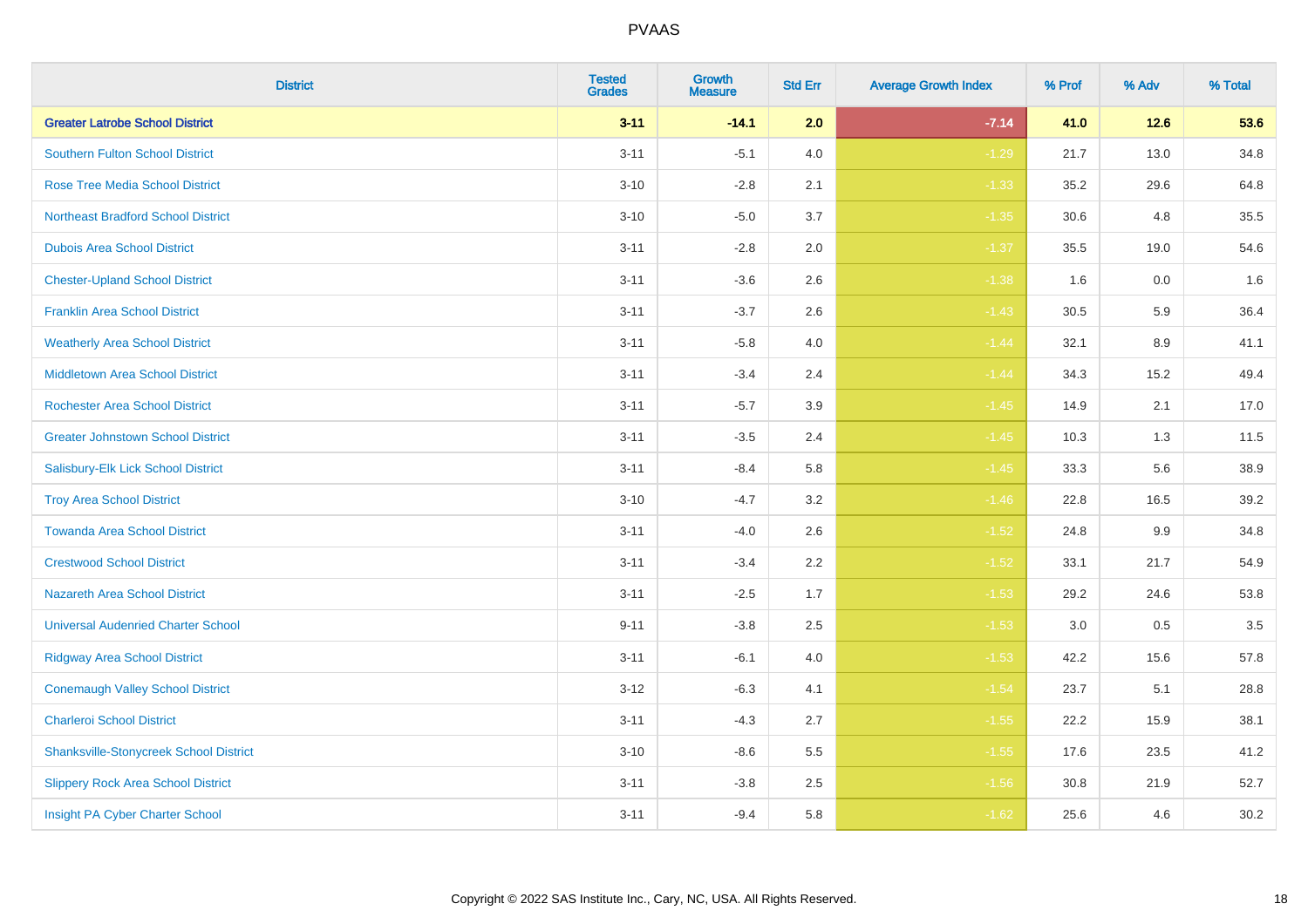PVAAS

| District | Tested Grades | Growth Measure | Std Err | Average Growth Index | % Prof | % Adv | % Total |
|---|---|---|---|---|---|---|---|
| **Greater Latrobe School District** | **3-11** | **-14.1** | **2.0** | **-7.14** | **41.0** | **12.6** | **53.6** |
| Southern Fulton School District | 3-11 | -5.1 | 4.0 | -1.29 | 21.7 | 13.0 | 34.8 |
| Rose Tree Media School District | 3-10 | -2.8 | 2.1 | -1.33 | 35.2 | 29.6 | 64.8 |
| Northeast Bradford School District | 3-10 | -5.0 | 3.7 | -1.35 | 30.6 | 4.8 | 35.5 |
| Dubois Area School District | 3-11 | -2.8 | 2.0 | -1.37 | 35.5 | 19.0 | 54.6 |
| Chester-Upland School District | 3-11 | -3.6 | 2.6 | -1.38 | 1.6 | 0.0 | 1.6 |
| Franklin Area School District | 3-11 | -3.7 | 2.6 | -1.43 | 30.5 | 5.9 | 36.4 |
| Weatherly Area School District | 3-11 | -5.8 | 4.0 | -1.44 | 32.1 | 8.9 | 41.1 |
| Middletown Area School District | 3-11 | -3.4 | 2.4 | -1.44 | 34.3 | 15.2 | 49.4 |
| Rochester Area School District | 3-11 | -5.7 | 3.9 | -1.45 | 14.9 | 2.1 | 17.0 |
| Greater Johnstown School District | 3-11 | -3.5 | 2.4 | -1.45 | 10.3 | 1.3 | 11.5 |
| Salisbury-Elk Lick School District | 3-11 | -8.4 | 5.8 | -1.45 | 33.3 | 5.6 | 38.9 |
| Troy Area School District | 3-10 | -4.7 | 3.2 | -1.46 | 22.8 | 16.5 | 39.2 |
| Towanda Area School District | 3-11 | -4.0 | 2.6 | -1.52 | 24.8 | 9.9 | 34.8 |
| Crestwood School District | 3-11 | -3.4 | 2.2 | -1.52 | 33.1 | 21.7 | 54.9 |
| Nazareth Area School District | 3-11 | -2.5 | 1.7 | -1.53 | 29.2 | 24.6 | 53.8 |
| Universal Audenried Charter School | 9-11 | -3.8 | 2.5 | -1.53 | 3.0 | 0.5 | 3.5 |
| Ridgway Area School District | 3-11 | -6.1 | 4.0 | -1.53 | 42.2 | 15.6 | 57.8 |
| Conemaugh Valley School District | 3-12 | -6.3 | 4.1 | -1.54 | 23.7 | 5.1 | 28.8 |
| Charleroi School District | 3-11 | -4.3 | 2.7 | -1.55 | 22.2 | 15.9 | 38.1 |
| Shanksville-Stonycreek School District | 3-10 | -8.6 | 5.5 | -1.55 | 17.6 | 23.5 | 41.2 |
| Slippery Rock Area School District | 3-11 | -3.8 | 2.5 | -1.56 | 30.8 | 21.9 | 52.7 |
| Insight PA Cyber Charter School | 3-11 | -9.4 | 5.8 | -1.62 | 25.6 | 4.6 | 30.2 |

Copyright © 2022 SAS Institute Inc., Cary, NC, USA. All Rights Reserved.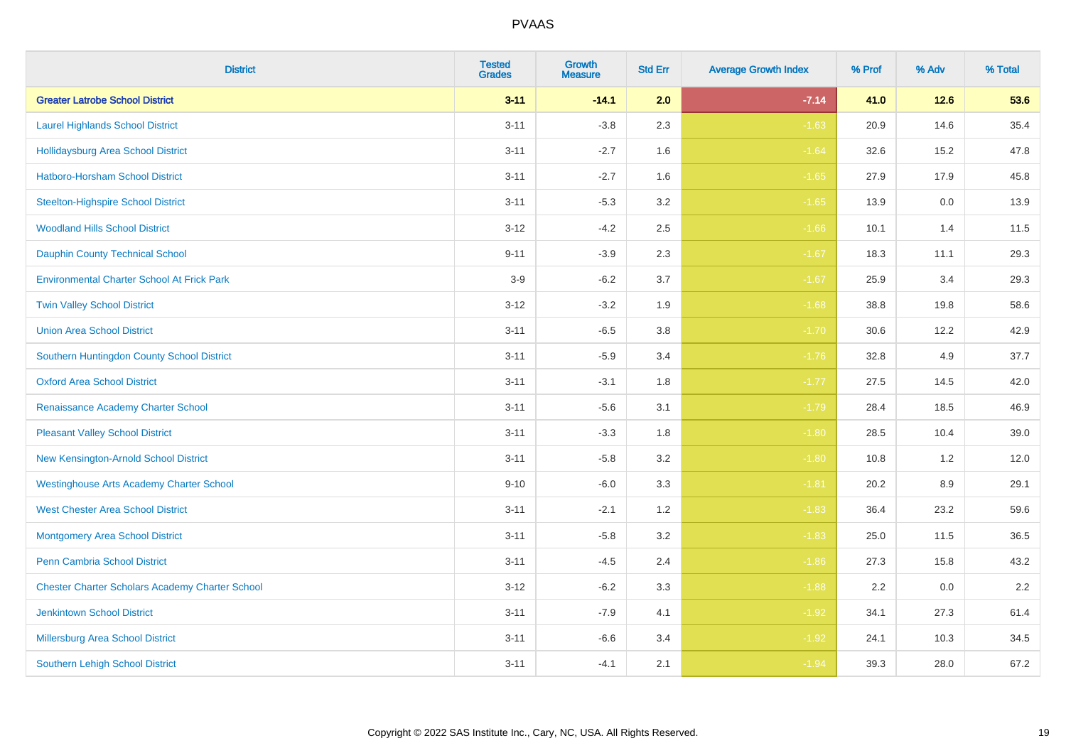| District | Tested Grades | Growth Measure | Std Err | Average Growth Index | % Prof | % Adv | % Total |
|---|---|---|---|---|---|---|---|
| **Greater Latrobe School District** | **3-11** | **-14.1** | **2.0** | **-7.14** | **41.0** | **12.6** | **53.6** |
| Laurel Highlands School District | 3-11 | -3.8 | 2.3 | -1.63 | 20.9 | 14.6 | 35.4 |
| Hollidaysburg Area School District | 3-11 | -2.7 | 1.6 | -1.64 | 32.6 | 15.2 | 47.8 |
| Hatboro-Horsham School District | 3-11 | -2.7 | 1.6 | -1.65 | 27.9 | 17.9 | 45.8 |
| Steelton-Highspire School District | 3-11 | -5.3 | 3.2 | -1.65 | 13.9 | 0.0 | 13.9 |
| Woodland Hills School District | 3-12 | -4.2 | 2.5 | -1.66 | 10.1 | 1.4 | 11.5 |
| Dauphin County Technical School | 9-11 | -3.9 | 2.3 | -1.67 | 18.3 | 11.1 | 29.3 |
| Environmental Charter School At Frick Park | 3-9 | -6.2 | 3.7 | -1.67 | 25.9 | 3.4 | 29.3 |
| Twin Valley School District | 3-12 | -3.2 | 1.9 | -1.68 | 38.8 | 19.8 | 58.6 |
| Union Area School District | 3-11 | -6.5 | 3.8 | -1.70 | 30.6 | 12.2 | 42.9 |
| Southern Huntingdon County School District | 3-11 | -5.9 | 3.4 | -1.76 | 32.8 | 4.9 | 37.7 |
| Oxford Area School District | 3-11 | -3.1 | 1.8 | -1.77 | 27.5 | 14.5 | 42.0 |
| Renaissance Academy Charter School | 3-11 | -5.6 | 3.1 | -1.79 | 28.4 | 18.5 | 46.9 |
| Pleasant Valley School District | 3-11 | -3.3 | 1.8 | -1.80 | 28.5 | 10.4 | 39.0 |
| New Kensington-Arnold School District | 3-11 | -5.8 | 3.2 | -1.80 | 10.8 | 1.2 | 12.0 |
| Westinghouse Arts Academy Charter School | 9-10 | -6.0 | 3.3 | -1.81 | 20.2 | 8.9 | 29.1 |
| West Chester Area School District | 3-11 | -2.1 | 1.2 | -1.83 | 36.4 | 23.2 | 59.6 |
| Montgomery Area School District | 3-11 | -5.8 | 3.2 | -1.83 | 25.0 | 11.5 | 36.5 |
| Penn Cambria School District | 3-11 | -4.5 | 2.4 | -1.86 | 27.3 | 15.8 | 43.2 |
| Chester Charter Scholars Academy Charter School | 3-12 | -6.2 | 3.3 | -1.88 | 2.2 | 0.0 | 2.2 |
| Jenkintown School District | 3-11 | -7.9 | 4.1 | -1.92 | 34.1 | 27.3 | 61.4 |
| Millersburg Area School District | 3-11 | -6.6 | 3.4 | -1.92 | 24.1 | 10.3 | 34.5 |
| Southern Lehigh School District | 3-11 | -4.1 | 2.1 | -1.94 | 39.3 | 28.0 | 67.2 |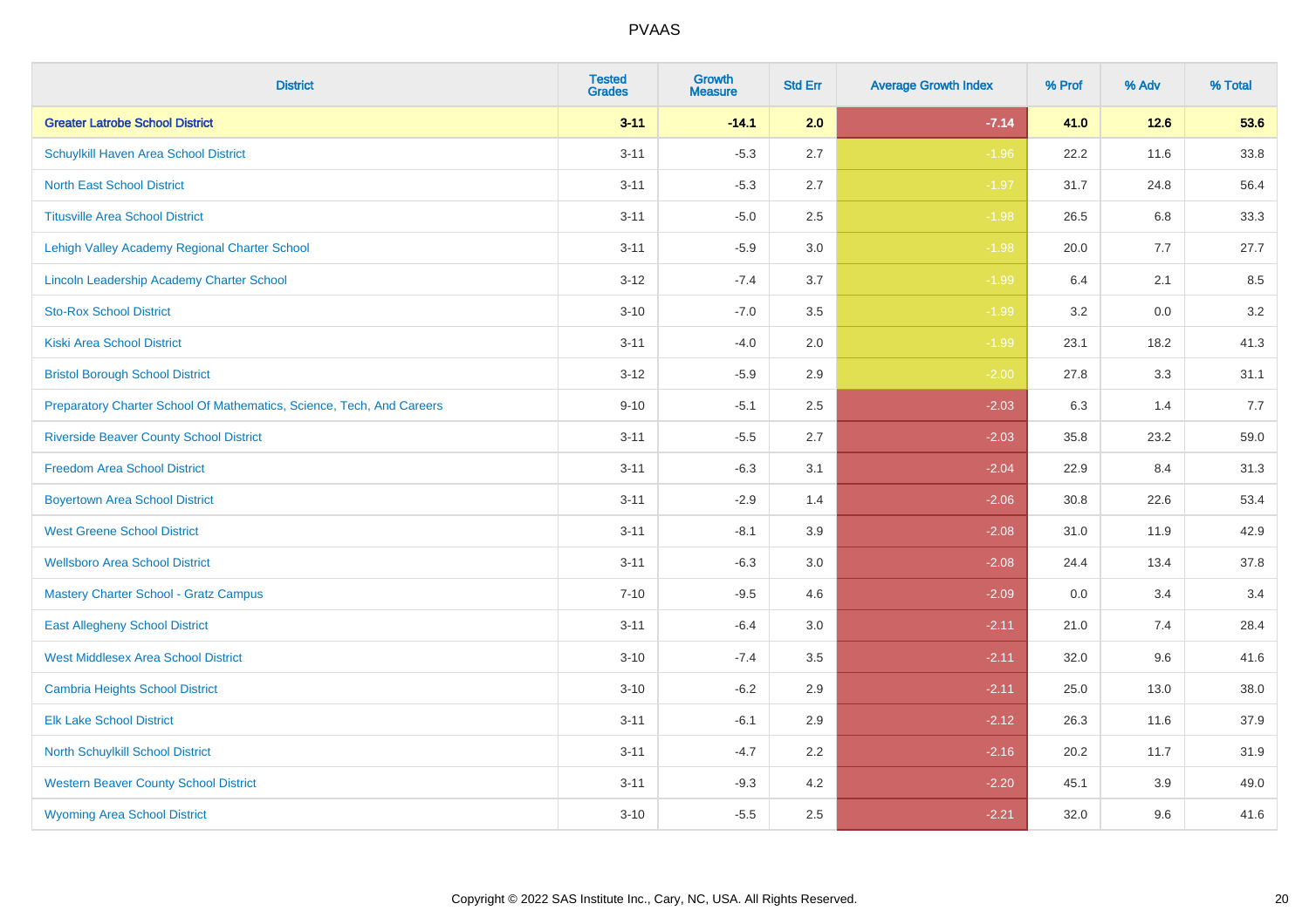| District | Tested Grades | Growth Measure | Std Err | Average Growth Index | % Prof | % Adv | % Total |
|---|---|---|---|---|---|---|---|
| **Greater Latrobe School District** | **3-11** | **-14.1** | **2.0** | **-7.14** | **41.0** | **12.6** | **53.6** |
| Schuylkill Haven Area School District | 3-11 | -5.3 | 2.7 | -1.96 | 22.2 | 11.6 | 33.8 |
| North East School District | 3-11 | -5.3 | 2.7 | -1.97 | 31.7 | 24.8 | 56.4 |
| Titusville Area School District | 3-11 | -5.0 | 2.5 | -1.98 | 26.5 | 6.8 | 33.3 |
| Lehigh Valley Academy Regional Charter School | 3-11 | -5.9 | 3.0 | -1.98 | 20.0 | 7.7 | 27.7 |
| Lincoln Leadership Academy Charter School | 3-12 | -7.4 | 3.7 | -1.99 | 6.4 | 2.1 | 8.5 |
| Sto-Rox School District | 3-10 | -7.0 | 3.5 | -1.99 | 3.2 | 0.0 | 3.2 |
| Kiski Area School District | 3-11 | -4.0 | 2.0 | -1.99 | 23.1 | 18.2 | 41.3 |
| Bristol Borough School District | 3-12 | -5.9 | 2.9 | -2.00 | 27.8 | 3.3 | 31.1 |
| Preparatory Charter School Of Mathematics, Science, Tech, And Careers | 9-10 | -5.1 | 2.5 | -2.03 | 6.3 | 1.4 | 7.7 |
| Riverside Beaver County School District | 3-11 | -5.5 | 2.7 | -2.03 | 35.8 | 23.2 | 59.0 |
| Freedom Area School District | 3-11 | -6.3 | 3.1 | -2.04 | 22.9 | 8.4 | 31.3 |
| Boyertown Area School District | 3-11 | -2.9 | 1.4 | -2.06 | 30.8 | 22.6 | 53.4 |
| West Greene School District | 3-11 | -8.1 | 3.9 | -2.08 | 31.0 | 11.9 | 42.9 |
| Wellsboro Area School District | 3-11 | -6.3 | 3.0 | -2.08 | 24.4 | 13.4 | 37.8 |
| Mastery Charter School - Gratz Campus | 7-10 | -9.5 | 4.6 | -2.09 | 0.0 | 3.4 | 3.4 |
| East Allegheny School District | 3-11 | -6.4 | 3.0 | -2.11 | 21.0 | 7.4 | 28.4 |
| West Middlesex Area School District | 3-10 | -7.4 | 3.5 | -2.11 | 32.0 | 9.6 | 41.6 |
| Cambria Heights School District | 3-10 | -6.2 | 2.9 | -2.11 | 25.0 | 13.0 | 38.0 |
| Elk Lake School District | 3-11 | -6.1 | 2.9 | -2.12 | 26.3 | 11.6 | 37.9 |
| North Schuylkill School District | 3-11 | -4.7 | 2.2 | -2.16 | 20.2 | 11.7 | 31.9 |
| Western Beaver County School District | 3-11 | -9.3 | 4.2 | -2.20 | 45.1 | 3.9 | 49.0 |
| Wyoming Area School District | 3-10 | -5.5 | 2.5 | -2.21 | 32.0 | 9.6 | 41.6 |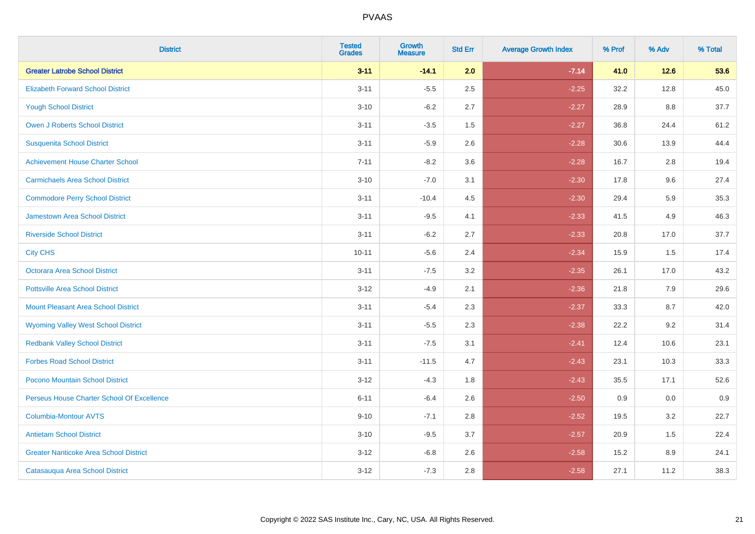| District | Tested Grades | Growth Measure | Std Err | Average Growth Index | % Prof | % Adv | % Total |
|---|---|---|---|---|---|---|---|
| **Greater Latrobe School District** | **3-11** | **-14.1** | **2.0** | **-7.14** | **41.0** | **12.6** | **53.6** |
| Elizabeth Forward School District | 3-11 | -5.5 | 2.5 | -2.25 | 32.2 | 12.8 | 45.0 |
| Yough School District | 3-10 | -6.2 | 2.7 | -2.27 | 28.9 | 8.8 | 37.7 |
| Owen J Roberts School District | 3-11 | -3.5 | 1.5 | -2.27 | 36.8 | 24.4 | 61.2 |
| Susquenita School District | 3-11 | -5.9 | 2.6 | -2.28 | 30.6 | 13.9 | 44.4 |
| Achievement House Charter School | 7-11 | -8.2 | 3.6 | -2.28 | 16.7 | 2.8 | 19.4 |
| Carmichaels Area School District | 3-10 | -7.0 | 3.1 | -2.30 | 17.8 | 9.6 | 27.4 |
| Commodore Perry School District | 3-11 | -10.4 | 4.5 | -2.30 | 29.4 | 5.9 | 35.3 |
| Jamestown Area School District | 3-11 | -9.5 | 4.1 | -2.33 | 41.5 | 4.9 | 46.3 |
| Riverside School District | 3-11 | -6.2 | 2.7 | -2.33 | 20.8 | 17.0 | 37.7 |
| City CHS | 10-11 | -5.6 | 2.4 | -2.34 | 15.9 | 1.5 | 17.4 |
| Octorara Area School District | 3-11 | -7.5 | 3.2 | -2.35 | 26.1 | 17.0 | 43.2 |
| Pottsville Area School District | 3-12 | -4.9 | 2.1 | -2.36 | 21.8 | 7.9 | 29.6 |
| Mount Pleasant Area School District | 3-11 | -5.4 | 2.3 | -2.37 | 33.3 | 8.7 | 42.0 |
| Wyoming Valley West School District | 3-11 | -5.5 | 2.3 | -2.38 | 22.2 | 9.2 | 31.4 |
| Redbank Valley School District | 3-11 | -7.5 | 3.1 | -2.41 | 12.4 | 10.6 | 23.1 |
| Forbes Road School District | 3-11 | -11.5 | 4.7 | -2.43 | 23.1 | 10.3 | 33.3 |
| Pocono Mountain School District | 3-12 | -4.3 | 1.8 | -2.43 | 35.5 | 17.1 | 52.6 |
| Perseus House Charter School Of Excellence | 6-11 | -6.4 | 2.6 | -2.50 | 0.9 | 0.0 | 0.9 |
| Columbia-Montour AVTS | 9-10 | -7.1 | 2.8 | -2.52 | 19.5 | 3.2 | 22.7 |
| Antietam School District | 3-10 | -9.5 | 3.7 | -2.57 | 20.9 | 1.5 | 22.4 |
| Greater Nanticoke Area School District | 3-12 | -6.8 | 2.6 | -2.58 | 15.2 | 8.9 | 24.1 |
| Catasauqua Area School District | 3-12 | -7.3 | 2.8 | -2.58 | 27.1 | 11.2 | 38.3 |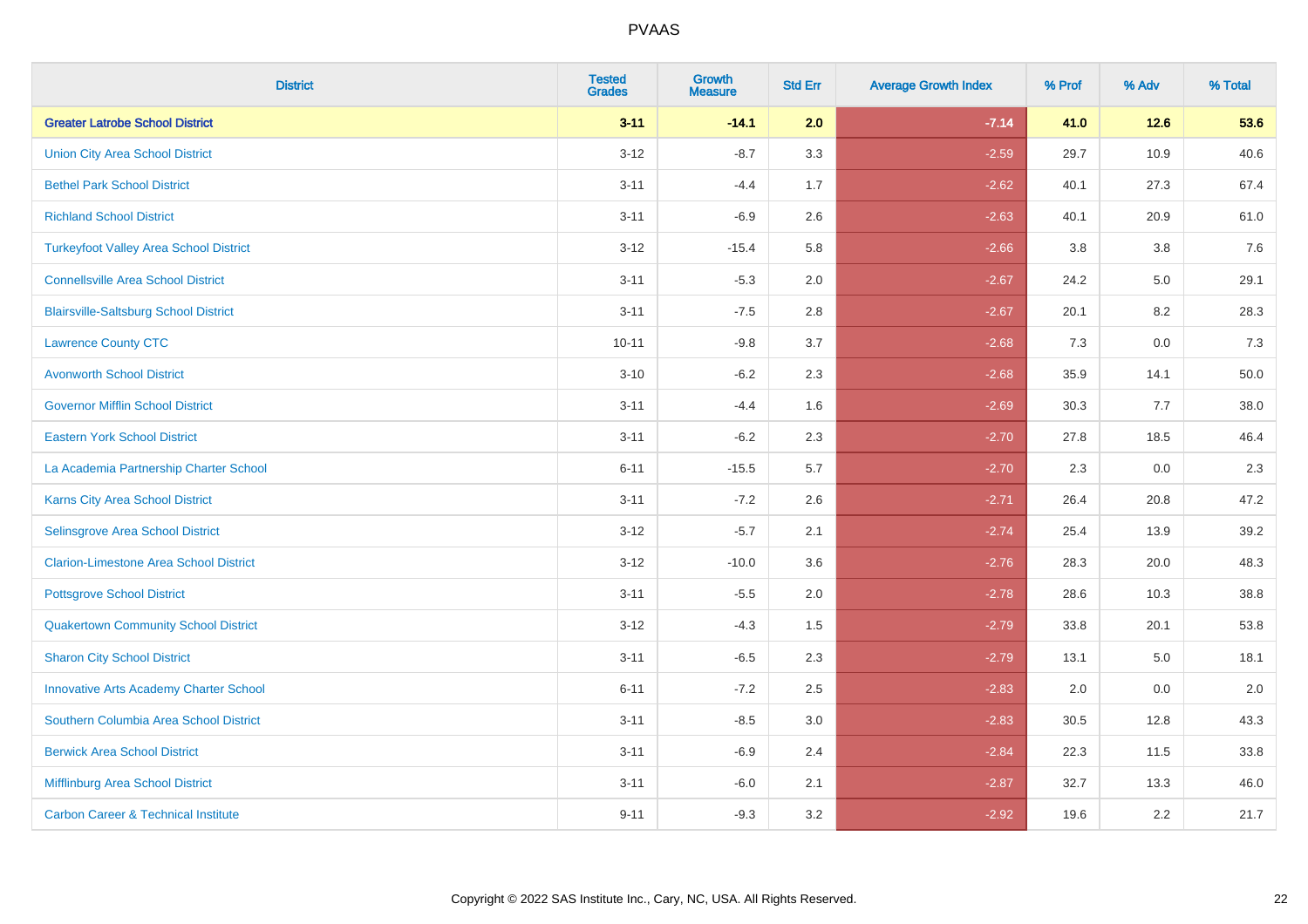| District | Tested Grades | Growth Measure | Std Err | Average Growth Index | % Prof | % Adv | % Total |
|---|---|---|---|---|---|---|---|
| **Greater Latrobe School District** | **3-11** | **-14.1** | **2.0** | **-7.14** | **41.0** | **12.6** | **53.6** |
| Union City Area School District | 3-12 | -8.7 | 3.3 | -2.59 | 29.7 | 10.9 | 40.6 |
| Bethel Park School District | 3-11 | -4.4 | 1.7 | -2.62 | 40.1 | 27.3 | 67.4 |
| Richland School District | 3-11 | -6.9 | 2.6 | -2.63 | 40.1 | 20.9 | 61.0 |
| Turkeyfoot Valley Area School District | 3-12 | -15.4 | 5.8 | -2.66 | 3.8 | 3.8 | 7.6 |
| Connellsville Area School District | 3-11 | -5.3 | 2.0 | -2.67 | 24.2 | 5.0 | 29.1 |
| Blairsville-Saltsburg School District | 3-11 | -7.5 | 2.8 | -2.67 | 20.1 | 8.2 | 28.3 |
| Lawrence County CTC | 10-11 | -9.8 | 3.7 | -2.68 | 7.3 | 0.0 | 7.3 |
| Avonworth School District | 3-10 | -6.2 | 2.3 | -2.68 | 35.9 | 14.1 | 50.0 |
| Governor Mifflin School District | 3-11 | -4.4 | 1.6 | -2.69 | 30.3 | 7.7 | 38.0 |
| Eastern York School District | 3-11 | -6.2 | 2.3 | -2.70 | 27.8 | 18.5 | 46.4 |
| La Academia Partnership Charter School | 6-11 | -15.5 | 5.7 | -2.70 | 2.3 | 0.0 | 2.3 |
| Karns City Area School District | 3-11 | -7.2 | 2.6 | -2.71 | 26.4 | 20.8 | 47.2 |
| Selinsgrove Area School District | 3-12 | -5.7 | 2.1 | -2.74 | 25.4 | 13.9 | 39.2 |
| Clarion-Limestone Area School District | 3-12 | -10.0 | 3.6 | -2.76 | 28.3 | 20.0 | 48.3 |
| Pottsgrove School District | 3-11 | -5.5 | 2.0 | -2.78 | 28.6 | 10.3 | 38.8 |
| Quakertown Community School District | 3-12 | -4.3 | 1.5 | -2.79 | 33.8 | 20.1 | 53.8 |
| Sharon City School District | 3-11 | -6.5 | 2.3 | -2.79 | 13.1 | 5.0 | 18.1 |
| Innovative Arts Academy Charter School | 6-11 | -7.2 | 2.5 | -2.83 | 2.0 | 0.0 | 2.0 |
| Southern Columbia Area School District | 3-11 | -8.5 | 3.0 | -2.83 | 30.5 | 12.8 | 43.3 |
| Berwick Area School District | 3-11 | -6.9 | 2.4 | -2.84 | 22.3 | 11.5 | 33.8 |
| Mifflinburg Area School District | 3-11 | -6.0 | 2.1 | -2.87 | 32.7 | 13.3 | 46.0 |
| Carbon Career & Technical Institute | 9-11 | -9.3 | 3.2 | -2.92 | 19.6 | 2.2 | 21.7 |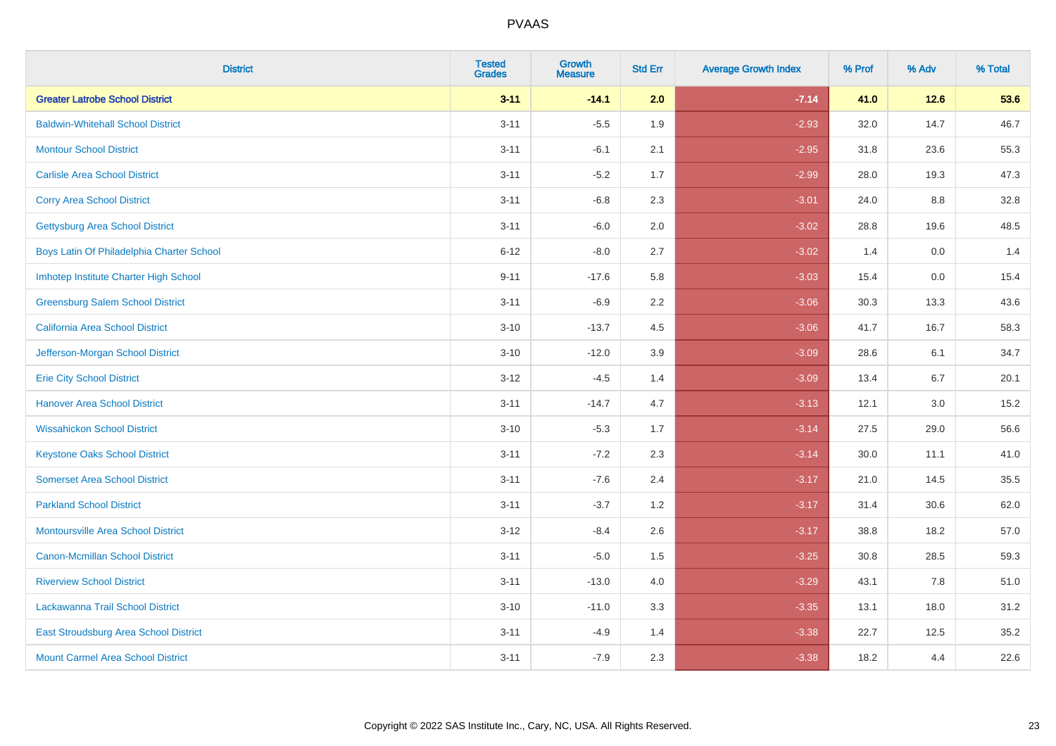| District | Tested Grades | Growth Measure | Std Err | Average Growth Index | % Prof | % Adv | % Total |
|---|---|---|---|---|---|---|---|
| **Greater Latrobe School District** | **3-11** | **-14.1** | **2.0** | **-7.14** | **41.0** | **12.6** | **53.6** |
| Baldwin-Whitehall School District | 3-11 | -5.5 | 1.9 | -2.93 | 32.0 | 14.7 | 46.7 |
| Montour School District | 3-11 | -6.1 | 2.1 | -2.95 | 31.8 | 23.6 | 55.3 |
| Carlisle Area School District | 3-11 | -5.2 | 1.7 | -2.99 | 28.0 | 19.3 | 47.3 |
| Corry Area School District | 3-11 | -6.8 | 2.3 | -3.01 | 24.0 | 8.8 | 32.8 |
| Gettysburg Area School District | 3-11 | -6.0 | 2.0 | -3.02 | 28.8 | 19.6 | 48.5 |
| Boys Latin Of Philadelphia Charter School | 6-12 | -8.0 | 2.7 | -3.02 | 1.4 | 0.0 | 1.4 |
| Imhotep Institute Charter High School | 9-11 | -17.6 | 5.8 | -3.03 | 15.4 | 0.0 | 15.4 |
| Greensburg Salem School District | 3-11 | -6.9 | 2.2 | -3.06 | 30.3 | 13.3 | 43.6 |
| California Area School District | 3-10 | -13.7 | 4.5 | -3.06 | 41.7 | 16.7 | 58.3 |
| Jefferson-Morgan School District | 3-10 | -12.0 | 3.9 | -3.09 | 28.6 | 6.1 | 34.7 |
| Erie City School District | 3-12 | -4.5 | 1.4 | -3.09 | 13.4 | 6.7 | 20.1 |
| Hanover Area School District | 3-11 | -14.7 | 4.7 | -3.13 | 12.1 | 3.0 | 15.2 |
| Wissahickon School District | 3-10 | -5.3 | 1.7 | -3.14 | 27.5 | 29.0 | 56.6 |
| Keystone Oaks School District | 3-11 | -7.2 | 2.3 | -3.14 | 30.0 | 11.1 | 41.0 |
| Somerset Area School District | 3-11 | -7.6 | 2.4 | -3.17 | 21.0 | 14.5 | 35.5 |
| Parkland School District | 3-11 | -3.7 | 1.2 | -3.17 | 31.4 | 30.6 | 62.0 |
| Montoursville Area School District | 3-12 | -8.4 | 2.6 | -3.17 | 38.8 | 18.2 | 57.0 |
| Canon-Mcmillan School District | 3-11 | -5.0 | 1.5 | -3.25 | 30.8 | 28.5 | 59.3 |
| Riverview School District | 3-11 | -13.0 | 4.0 | -3.29 | 43.1 | 7.8 | 51.0 |
| Lackawanna Trail School District | 3-10 | -11.0 | 3.3 | -3.35 | 13.1 | 18.0 | 31.2 |
| East Stroudsburg Area School District | 3-11 | -4.9 | 1.4 | -3.38 | 22.7 | 12.5 | 35.2 |
| Mount Carmel Area School District | 3-11 | -7.9 | 2.3 | -3.38 | 18.2 | 4.4 | 22.6 |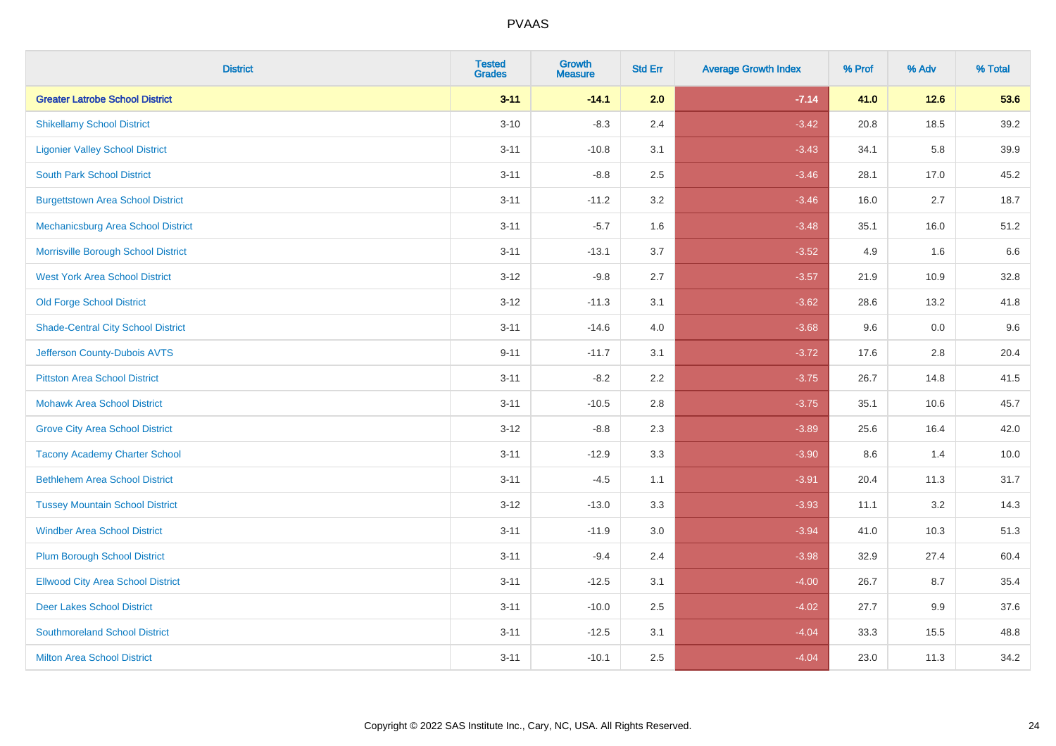| District | Tested Grades | Growth Measure | Std Err | Average Growth Index | % Prof | % Adv | % Total |
|---|---|---|---|---|---|---|---|
| **Greater Latrobe School District** | **3-11** | **-14.1** | **2.0** | **-7.14** | **41.0** | **12.6** | **53.6** |
| Shikellamy School District | 3-10 | -8.3 | 2.4 | -3.42 | 20.8 | 18.5 | 39.2 |
| Ligonier Valley School District | 3-11 | -10.8 | 3.1 | -3.43 | 34.1 | 5.8 | 39.9 |
| South Park School District | 3-11 | -8.8 | 2.5 | -3.46 | 28.1 | 17.0 | 45.2 |
| Burgettstown Area School District | 3-11 | -11.2 | 3.2 | -3.46 | 16.0 | 2.7 | 18.7 |
| Mechanicsburg Area School District | 3-11 | -5.7 | 1.6 | -3.48 | 35.1 | 16.0 | 51.2 |
| Morrisville Borough School District | 3-11 | -13.1 | 3.7 | -3.52 | 4.9 | 1.6 | 6.6 |
| West York Area School District | 3-12 | -9.8 | 2.7 | -3.57 | 21.9 | 10.9 | 32.8 |
| Old Forge School District | 3-12 | -11.3 | 3.1 | -3.62 | 28.6 | 13.2 | 41.8 |
| Shade-Central City School District | 3-11 | -14.6 | 4.0 | -3.68 | 9.6 | 0.0 | 9.6 |
| Jefferson County-Dubois AVTS | 9-11 | -11.7 | 3.1 | -3.72 | 17.6 | 2.8 | 20.4 |
| Pittston Area School District | 3-11 | -8.2 | 2.2 | -3.75 | 26.7 | 14.8 | 41.5 |
| Mohawk Area School District | 3-11 | -10.5 | 2.8 | -3.75 | 35.1 | 10.6 | 45.7 |
| Grove City Area School District | 3-12 | -8.8 | 2.3 | -3.89 | 25.6 | 16.4 | 42.0 |
| Tacony Academy Charter School | 3-11 | -12.9 | 3.3 | -3.90 | 8.6 | 1.4 | 10.0 |
| Bethlehem Area School District | 3-11 | -4.5 | 1.1 | -3.91 | 20.4 | 11.3 | 31.7 |
| Tussey Mountain School District | 3-12 | -13.0 | 3.3 | -3.93 | 11.1 | 3.2 | 14.3 |
| Windber Area School District | 3-11 | -11.9 | 3.0 | -3.94 | 41.0 | 10.3 | 51.3 |
| Plum Borough School District | 3-11 | -9.4 | 2.4 | -3.98 | 32.9 | 27.4 | 60.4 |
| Ellwood City Area School District | 3-11 | -12.5 | 3.1 | -4.00 | 26.7 | 8.7 | 35.4 |
| Deer Lakes School District | 3-11 | -10.0 | 2.5 | -4.02 | 27.7 | 9.9 | 37.6 |
| Southmoreland School District | 3-11 | -12.5 | 3.1 | -4.04 | 33.3 | 15.5 | 48.8 |
| Milton Area School District | 3-11 | -10.1 | 2.5 | -4.04 | 23.0 | 11.3 | 34.2 |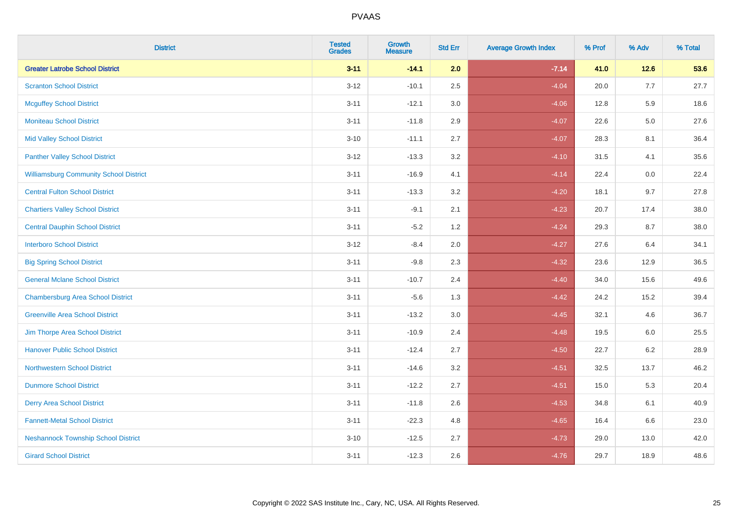# PVAAS

| District | Tested Grades | Growth Measure | Std Err | Average Growth Index | % Prof | % Adv | % Total |
|---|---|---|---|---|---|---|---|
| **Greater Latrobe School District** | **3-11** | **-14.1** | **2.0** | **-7.14** | **41.0** | **12.6** | **53.6** |
| Scranton School District | 3-12 | -10.1 | 2.5 | -4.04 | 20.0 | 7.7 | 27.7 |
| Mcguffey School District | 3-11 | -12.1 | 3.0 | -4.06 | 12.8 | 5.9 | 18.6 |
| Moniteau School District | 3-11 | -11.8 | 2.9 | -4.07 | 22.6 | 5.0 | 27.6 |
| Mid Valley School District | 3-10 | -11.1 | 2.7 | -4.07 | 28.3 | 8.1 | 36.4 |
| Panther Valley School District | 3-12 | -13.3 | 3.2 | -4.10 | 31.5 | 4.1 | 35.6 |
| Williamsburg Community School District | 3-11 | -16.9 | 4.1 | -4.14 | 22.4 | 0.0 | 22.4 |
| Central Fulton School District | 3-11 | -13.3 | 3.2 | -4.20 | 18.1 | 9.7 | 27.8 |
| Chartiers Valley School District | 3-11 | -9.1 | 2.1 | -4.23 | 20.7 | 17.4 | 38.0 |
| Central Dauphin School District | 3-11 | -5.2 | 1.2 | -4.24 | 29.3 | 8.7 | 38.0 |
| Interboro School District | 3-12 | -8.4 | 2.0 | -4.27 | 27.6 | 6.4 | 34.1 |
| Big Spring School District | 3-11 | -9.8 | 2.3 | -4.32 | 23.6 | 12.9 | 36.5 |
| General Mclane School District | 3-11 | -10.7 | 2.4 | -4.40 | 34.0 | 15.6 | 49.6 |
| Chambersburg Area School District | 3-11 | -5.6 | 1.3 | -4.42 | 24.2 | 15.2 | 39.4 |
| Greenville Area School District | 3-11 | -13.2 | 3.0 | -4.45 | 32.1 | 4.6 | 36.7 |
| Jim Thorpe Area School District | 3-11 | -10.9 | 2.4 | -4.48 | 19.5 | 6.0 | 25.5 |
| Hanover Public School District | 3-11 | -12.4 | 2.7 | -4.50 | 22.7 | 6.2 | 28.9 |
| Northwestern School District | 3-11 | -14.6 | 3.2 | -4.51 | 32.5 | 13.7 | 46.2 |
| Dunmore School District | 3-11 | -12.2 | 2.7 | -4.51 | 15.0 | 5.3 | 20.4 |
| Derry Area School District | 3-11 | -11.8 | 2.6 | -4.53 | 34.8 | 6.1 | 40.9 |
| Fannett-Metal School District | 3-11 | -22.3 | 4.8 | -4.65 | 16.4 | 6.6 | 23.0 |
| Neshannock Township School District | 3-10 | -12.5 | 2.7 | -4.73 | 29.0 | 13.0 | 42.0 |
| Girard School District | 3-11 | -12.3 | 2.6 | -4.76 | 29.7 | 18.9 | 48.6 |

Copyright © 2022 SAS Institute Inc., Cary, NC, USA. All Rights Reserved.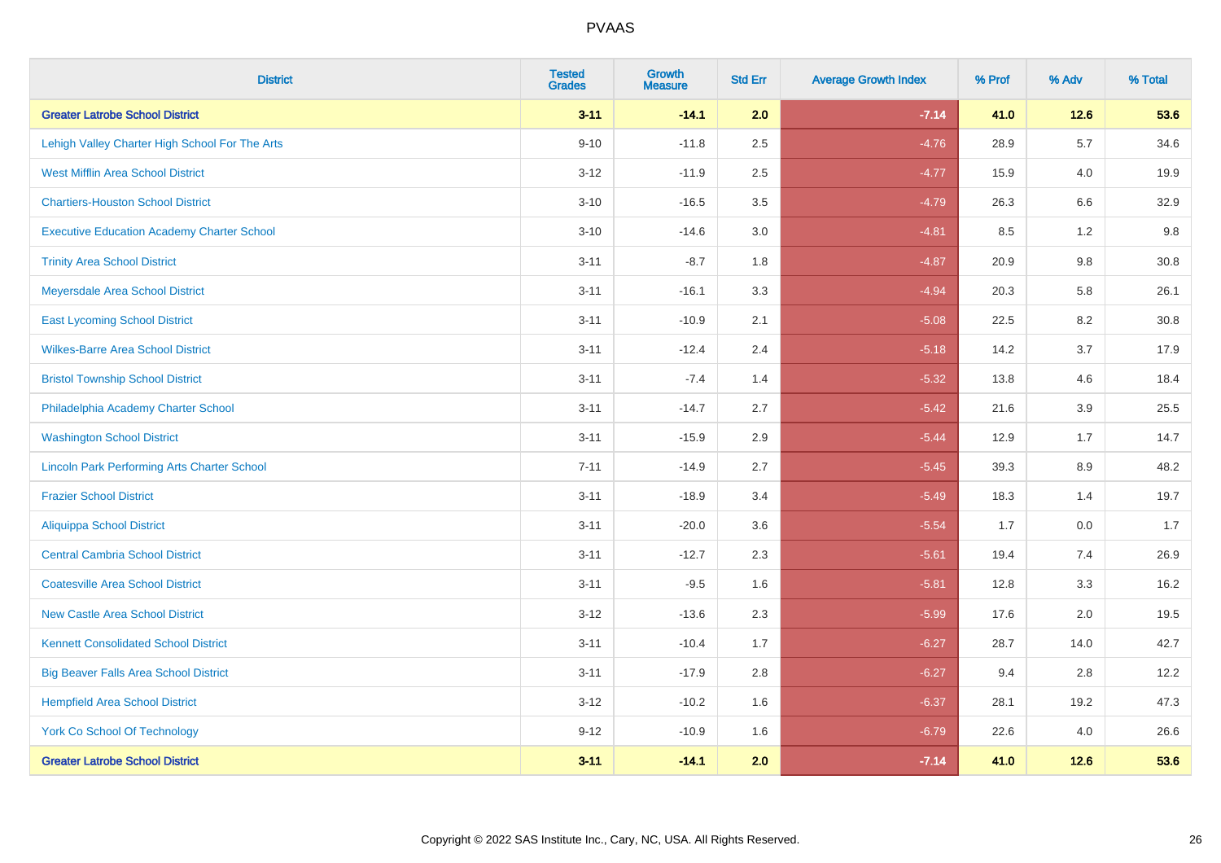# PVAAS

| District | Tested Grades | Growth Measure | Std Err | Average Growth Index | % Prof | % Adv | % Total |
|---|---|---|---|---|---|---|---|
| **Greater Latrobe School District** | **3-11** | **-14.1** | **2.0** | **-7.14** | **41.0** | **12.6** | **53.6** |
| Lehigh Valley Charter High School For The Arts | 9-10 | -11.8 | 2.5 | -4.76 | 28.9 | 5.7 | 34.6 |
| West Mifflin Area School District | 3-12 | -11.9 | 2.5 | -4.77 | 15.9 | 4.0 | 19.9 |
| Chartiers-Houston School District | 3-10 | -16.5 | 3.5 | -4.79 | 26.3 | 6.6 | 32.9 |
| Executive Education Academy Charter School | 3-10 | -14.6 | 3.0 | -4.81 | 8.5 | 1.2 | 9.8 |
| Trinity Area School District | 3-11 | -8.7 | 1.8 | -4.87 | 20.9 | 9.8 | 30.8 |
| Meyersdale Area School District | 3-11 | -16.1 | 3.3 | -4.94 | 20.3 | 5.8 | 26.1 |
| East Lycoming School District | 3-11 | -10.9 | 2.1 | -5.08 | 22.5 | 8.2 | 30.8 |
| Wilkes-Barre Area School District | 3-11 | -12.4 | 2.4 | -5.18 | 14.2 | 3.7 | 17.9 |
| Bristol Township School District | 3-11 | -7.4 | 1.4 | -5.32 | 13.8 | 4.6 | 18.4 |
| Philadelphia Academy Charter School | 3-11 | -14.7 | 2.7 | -5.42 | 21.6 | 3.9 | 25.5 |
| Washington School District | 3-11 | -15.9 | 2.9 | -5.44 | 12.9 | 1.7 | 14.7 |
| Lincoln Park Performing Arts Charter School | 7-11 | -14.9 | 2.7 | -5.45 | 39.3 | 8.9 | 48.2 |
| Frazier School District | 3-11 | -18.9 | 3.4 | -5.49 | 18.3 | 1.4 | 19.7 |
| Aliquippa School District | 3-11 | -20.0 | 3.6 | -5.54 | 1.7 | 0.0 | 1.7 |
| Central Cambria School District | 3-11 | -12.7 | 2.3 | -5.61 | 19.4 | 7.4 | 26.9 |
| Coatesville Area School District | 3-11 | -9.5 | 1.6 | -5.81 | 12.8 | 3.3 | 16.2 |
| New Castle Area School District | 3-12 | -13.6 | 2.3 | -5.99 | 17.6 | 2.0 | 19.5 |
| Kennett Consolidated School District | 3-11 | -10.4 | 1.7 | -6.27 | 28.7 | 14.0 | 42.7 |
| Big Beaver Falls Area School District | 3-11 | -17.9 | 2.8 | -6.27 | 9.4 | 2.8 | 12.2 |
| Hempfield Area School District | 3-12 | -10.2 | 1.6 | -6.37 | 28.1 | 19.2 | 47.3 |
| York Co School Of Technology | 9-12 | -10.9 | 1.6 | -6.79 | 22.6 | 4.0 | 26.6 |
| **Greater Latrobe School District** | **3-11** | **-14.1** | **2.0** | **-7.14** | **41.0** | **12.6** | **53.6** |

Copyright © 2022 SAS Institute Inc., Cary, NC, USA. All Rights Reserved.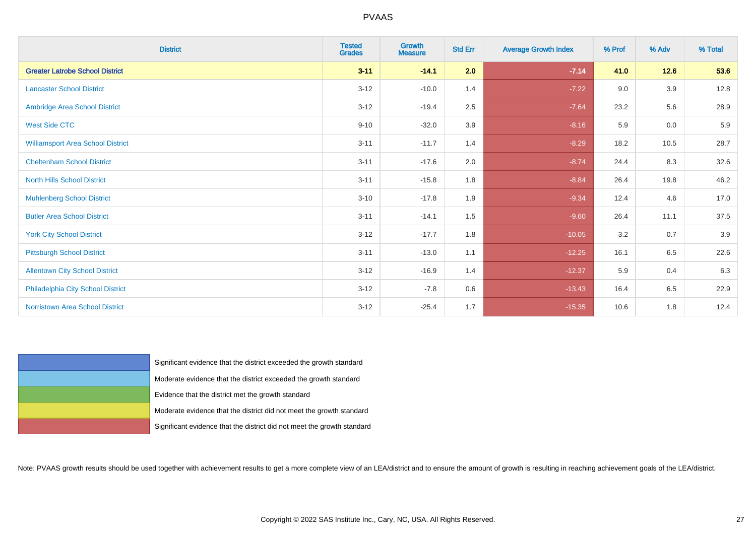# PVAAS

| District | Tested Grades | Growth Measure | Std Err | Average Growth Index | % Prof | % Adv | % Total |
|---|---|---|---|---|---|---|---|
| **Greater Latrobe School District** | **3-11** | **-14.1** | **2.0** | **-7.14** | **41.0** | **12.6** | **53.6** |
| Lancaster School District | 3-12 | -10.0 | 1.4 | -7.22 | 9.0 | 3.9 | 12.8 |
| Ambridge Area School District | 3-12 | -19.4 | 2.5 | -7.64 | 23.2 | 5.6 | 28.9 |
| West Side CTC | 9-10 | -32.0 | 3.9 | -8.16 | 5.9 | 0.0 | 5.9 |
| Williamsport Area School District | 3-11 | -11.7 | 1.4 | -8.29 | 18.2 | 10.5 | 28.7 |
| Cheltenham School District | 3-11 | -17.6 | 2.0 | -8.74 | 24.4 | 8.3 | 32.6 |
| North Hills School District | 3-11 | -15.8 | 1.8 | -8.84 | 26.4 | 19.8 | 46.2 |
| Muhlenberg School District | 3-10 | -17.8 | 1.9 | -9.34 | 12.4 | 4.6 | 17.0 |
| Butler Area School District | 3-11 | -14.1 | 1.5 | -9.60 | 26.4 | 11.1 | 37.5 |
| York City School District | 3-12 | -17.7 | 1.8 | -10.05 | 3.2 | 0.7 | 3.9 |
| Pittsburgh School District | 3-11 | -13.0 | 1.1 | -12.25 | 16.1 | 6.5 | 22.6 |
| Allentown City School District | 3-12 | -16.9 | 1.4 | -12.37 | 5.9 | 0.4 | 6.3 |
| Philadelphia City School District | 3-12 | -7.8 | 0.6 | -13.43 | 16.4 | 6.5 | 22.9 |
| Norristown Area School District | 3-12 | -25.4 | 1.7 | -15.35 | 10.6 | 1.8 | 12.4 |

Significant evidence that the district exceeded the growth standard

Moderate evidence that the district exceeded the growth standard

Evidence that the district met the growth standard

Moderate evidence that the district did not meet the growth standard

Significant evidence that the district did not meet the growth standard

Note: PVAAS growth results should be used together with achievement results to get a more complete view of an LEA/district and to ensure the amount of growth is resulting in reaching achievement goals of the LEA/district.

Copyright © 2022 SAS Institute Inc., Cary, NC, USA. All Rights Reserved.